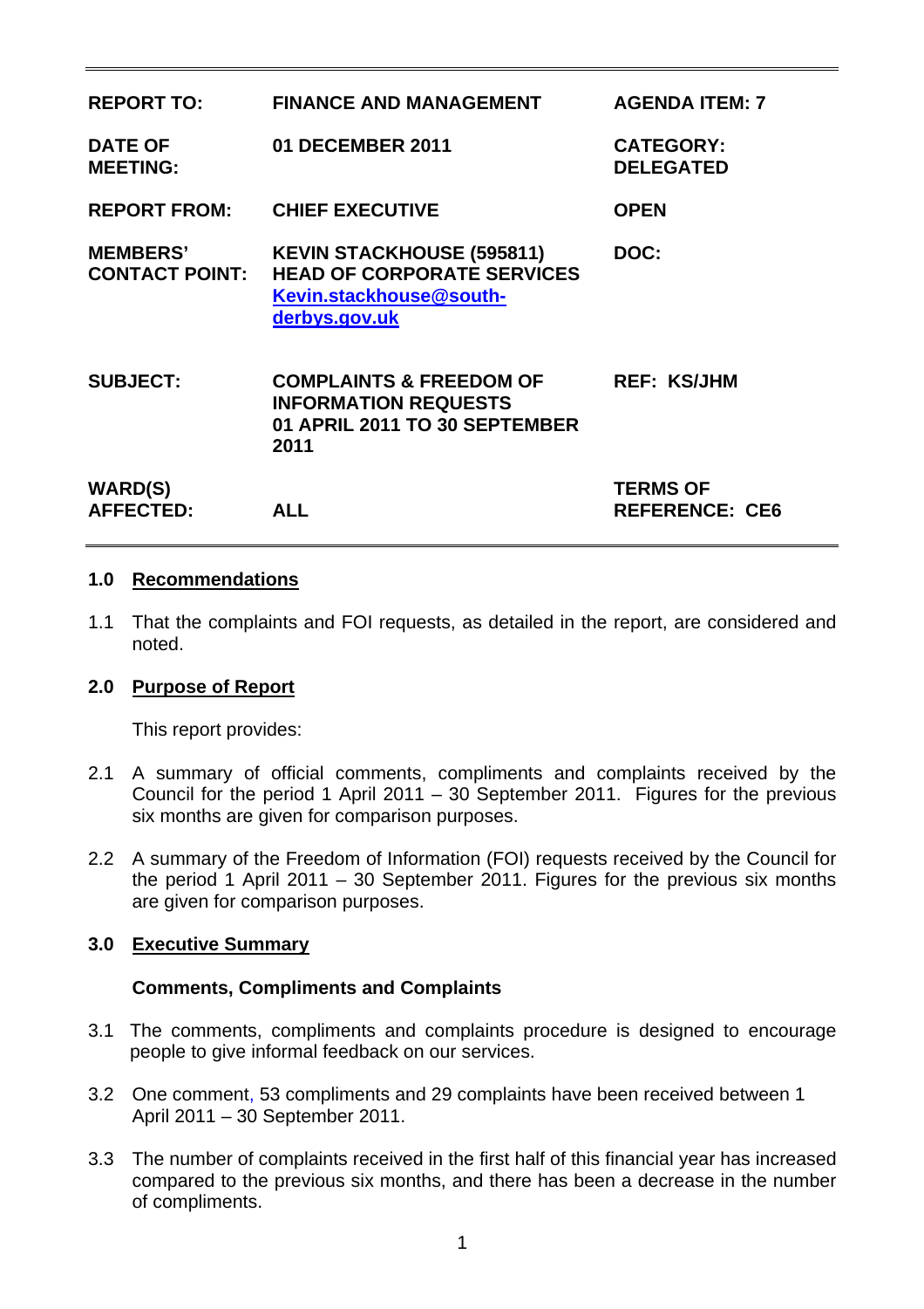| | | |
|---|---|---|
| **REPORT TO:** | **FINANCE AND MANAGEMENT** | **AGENDA ITEM: 7** |
| **DATE OF MEETING:** | **01 DECEMBER 2011** | **CATEGORY: DELEGATED** |
| **REPORT FROM:** | **CHIEF EXECUTIVE** | **OPEN** |
| **MEMBERS' CONTACT POINT:** | **KEVIN STACKHOUSE (595811) HEAD OF CORPORATE SERVICES [Kevin.stackhouse@south-derbys.gov.uk](mailto:Kevin.stackhouse@south-derbys.gov.uk)** | **DOC:** |
| **SUBJECT:** | **COMPLAINTS & FREEDOM OF INFORMATION REQUESTS 01 APRIL 2011 TO 30 SEPTEMBER 2011** | **REF: KS/JHM** |
| **WARD(S) AFFECTED:** | **ALL** | **TERMS OF REFERENCE: CE6** |

## 1.0 Recommendations

1.1 That the complaints and FOI requests, as detailed in the report, are considered and noted.

## 2.0 Purpose of Report

This report provides:

2.1 A summary of official comments, compliments and complaints received by the Council for the period 1 April 2011 – 30 September 2011. Figures for the previous six months are given for comparison purposes.

2.2 A summary of the Freedom of Information (FOI) requests received by the Council for the period 1 April 2011 – 30 September 2011. Figures for the previous six months are given for comparison purposes.

## 3.0 Executive Summary

### Comments, Compliments and Complaints

3.1 The comments, compliments and complaints procedure is designed to encourage people to give informal feedback on our services.

3.2 One comment, 53 compliments and 29 complaints have been received between 1 April 2011 – 30 September 2011.

3.3 The number of complaints received in the first half of this financial year has increased compared to the previous six months, and there has been a decrease in the number of compliments.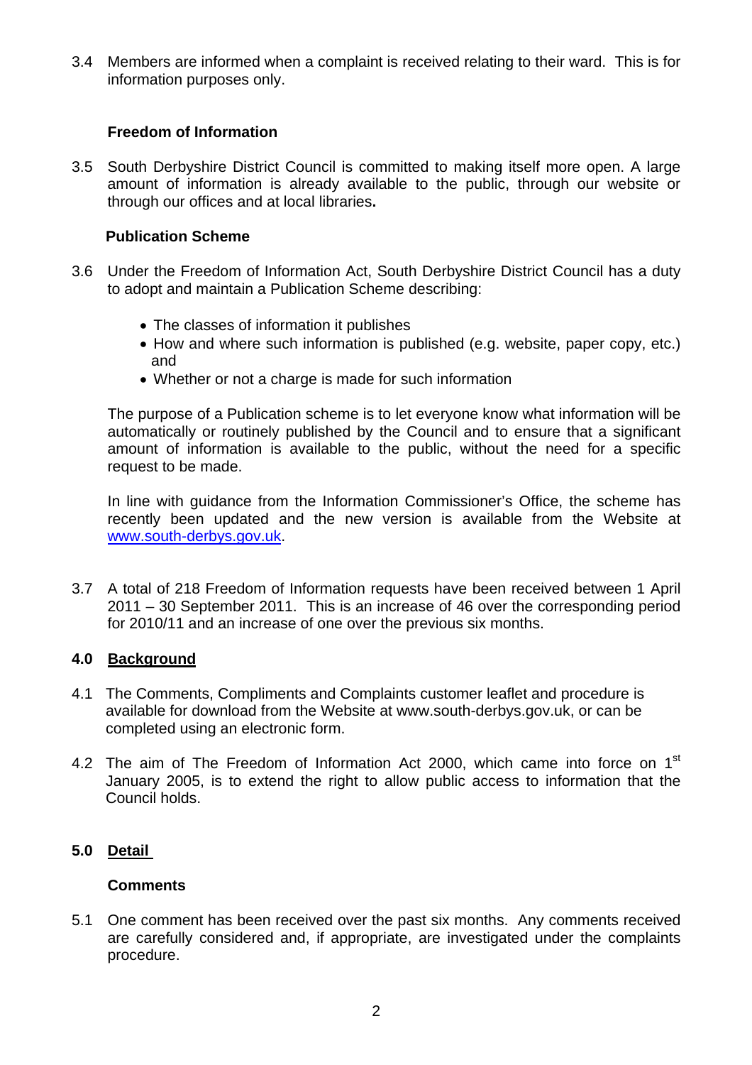3.4 Members are informed when a complaint is received relating to their ward. This is for information purposes only.

**Freedom of Information**

3.5 South Derbyshire District Council is committed to making itself more open. A large amount of information is already available to the public, through our website or through our offices and at local libraries**.**

**Publication Scheme**

3.6 Under the Freedom of Information Act, South Derbyshire District Council has a duty to adopt and maintain a Publication Scheme describing:

- The classes of information it publishes
- How and where such information is published (e.g. website, paper copy, etc.) and
- Whether or not a charge is made for such information

The purpose of a Publication scheme is to let everyone know what information will be automatically or routinely published by the Council and to ensure that a significant amount of information is available to the public, without the need for a specific request to be made.

In line with guidance from the Information Commissioner's Office, the scheme has recently been updated and the new version is available from the Website at [www.south-derbys.gov.uk](www.south-derbys.gov.uk).

3.7 A total of 218 Freedom of Information requests have been received between 1 April 2011 – 30 September 2011. This is an increase of 46 over the corresponding period for 2010/11 and an increase of one over the previous six months.

## 4.0 Background

4.1 The Comments, Compliments and Complaints customer leaflet and procedure is available for download from the Website at www.south-derbys.gov.uk, or can be completed using an electronic form.

4.2 The aim of The Freedom of Information Act 2000, which came into force on 1st January 2005, is to extend the right to allow public access to information that the Council holds.

## 5.0 Detail

**Comments**

5.1 One comment has been received over the past six months. Any comments received are carefully considered and, if appropriate, are investigated under the complaints procedure.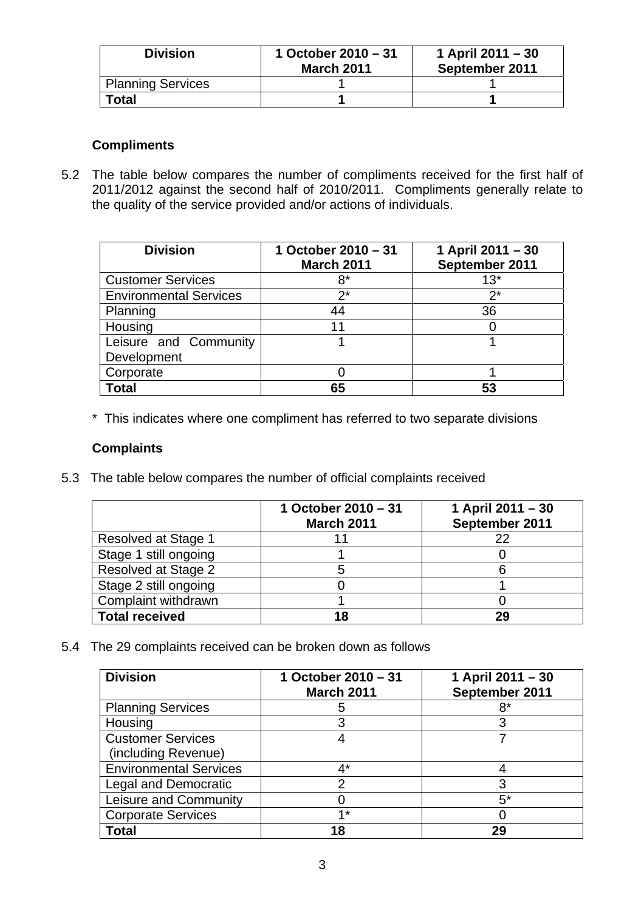| Division | 1 October 2010 – 31 March 2011 | 1 April 2011 – 30 September 2011 |
|---|---|---|
| Planning Services | 1 | 1 |
| **Total** | **1** | **1** |

**Compliments**

5.2 The table below compares the number of compliments received for the first half of 2011/2012 against the second half of 2010/2011. Compliments generally relate to the quality of the service provided and/or actions of individuals.

| Division | 1 October 2010 – 31 March 2011 | 1 April 2011 – 30 September 2011 |
|---|---|---|
| Customer Services | 8* | 13* |
| Environmental Services | 2* | 2* |
| Planning | 44 | 36 |
| Housing | 11 | 0 |
| Leisure and Community Development | 1 | 1 |
| Corporate | 0 | 1 |
| **Total** | **65** | **53** |

* This indicates where one compliment has referred to two separate divisions

**Complaints**

5.3 The table below compares the number of official complaints received

| | 1 October 2010 – 31 March 2011 | 1 April 2011 – 30 September 2011 |
|---|---|---|
| Resolved at Stage 1 | 11 | 22 |
| Stage 1 still ongoing | 1 | 0 |
| Resolved at Stage 2 | 5 | 6 |
| Stage 2 still ongoing | 0 | 1 |
| Complaint withdrawn | 1 | 0 |
| **Total received** | **18** | **29** |

5.4 The 29 complaints received can be broken down as follows

| Division | 1 October 2010 – 31 March 2011 | 1 April 2011 – 30 September 2011 |
|---|---|---|
| Planning Services | 5 | 8* |
| Housing | 3 | 3 |
| Customer Services (including Revenue) | 4 | 7 |
| Environmental Services | 4* | 4 |
| Legal and Democratic | 2 | 3 |
| Leisure and Community | 0 | 5* |
| Corporate Services | 1* | 0 |
| **Total** | **18** | **29** |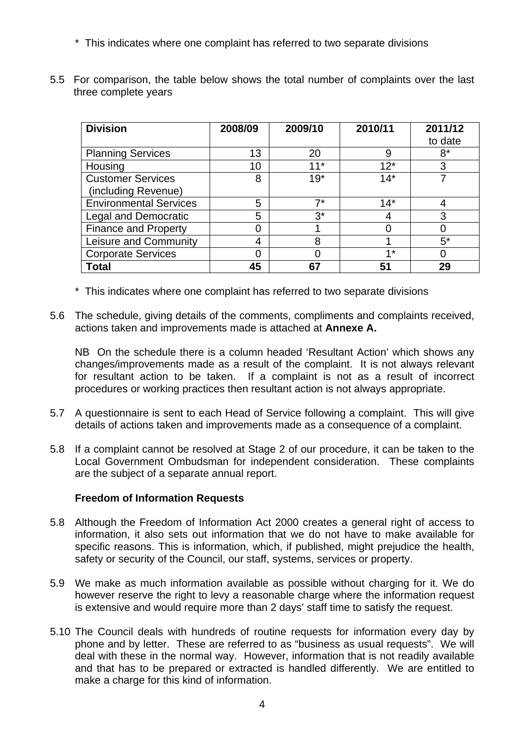\* This indicates where one complaint has referred to two separate divisions

5.5 For comparison, the table below shows the total number of complaints over the last three complete years

| Division | 2008/09 | 2009/10 | 2010/11 | 2011/12 to date |
|---|---|---|---|---|
| Planning Services | 13 | 20 | 9 | 8* |
| Housing | 10 | 11* | 12* | 3 |
| Customer Services (including Revenue) | 8 | 19* | 14* | 7 |
| Environmental Services | 5 | 7* | 14* | 4 |
| Legal and Democratic | 5 | 3* | 4 | 3 |
| Finance and Property | 0 | 1 | 0 | 0 |
| Leisure and Community | 4 | 8 | 1 | 5* |
| Corporate Services | 0 | 0 | 1* | 0 |
| **Total** | **45** | **67** | **51** | **29** |

\* This indicates where one complaint has referred to two separate divisions

5.6 The schedule, giving details of the comments, compliments and complaints received, actions taken and improvements made is attached at **Annexe A.**

NB On the schedule there is a column headed 'Resultant Action' which shows any changes/improvements made as a result of the complaint. It is not always relevant for resultant action to be taken. If a complaint is not as a result of incorrect procedures or working practices then resultant action is not always appropriate.

5.7 A questionnaire is sent to each Head of Service following a complaint. This will give details of actions taken and improvements made as a consequence of a complaint.

5.8 If a complaint cannot be resolved at Stage 2 of our procedure, it can be taken to the Local Government Ombudsman for independent consideration. These complaints are the subject of a separate annual report.

**Freedom of Information Requests**

5.8 Although the Freedom of Information Act 2000 creates a general right of access to information, it also sets out information that we do not have to make available for specific reasons. This is information, which, if published, might prejudice the health, safety or security of the Council, our staff, systems, services or property.

5.9 We make as much information available as possible without charging for it. We do however reserve the right to levy a reasonable charge where the information request is extensive and would require more than 2 days' staff time to satisfy the request.

5.10 The Council deals with hundreds of routine requests for information every day by phone and by letter. These are referred to as "business as usual requests". We will deal with these in the normal way. However, information that is not readily available and that has to be prepared or extracted is handled differently. We are entitled to make a charge for this kind of information.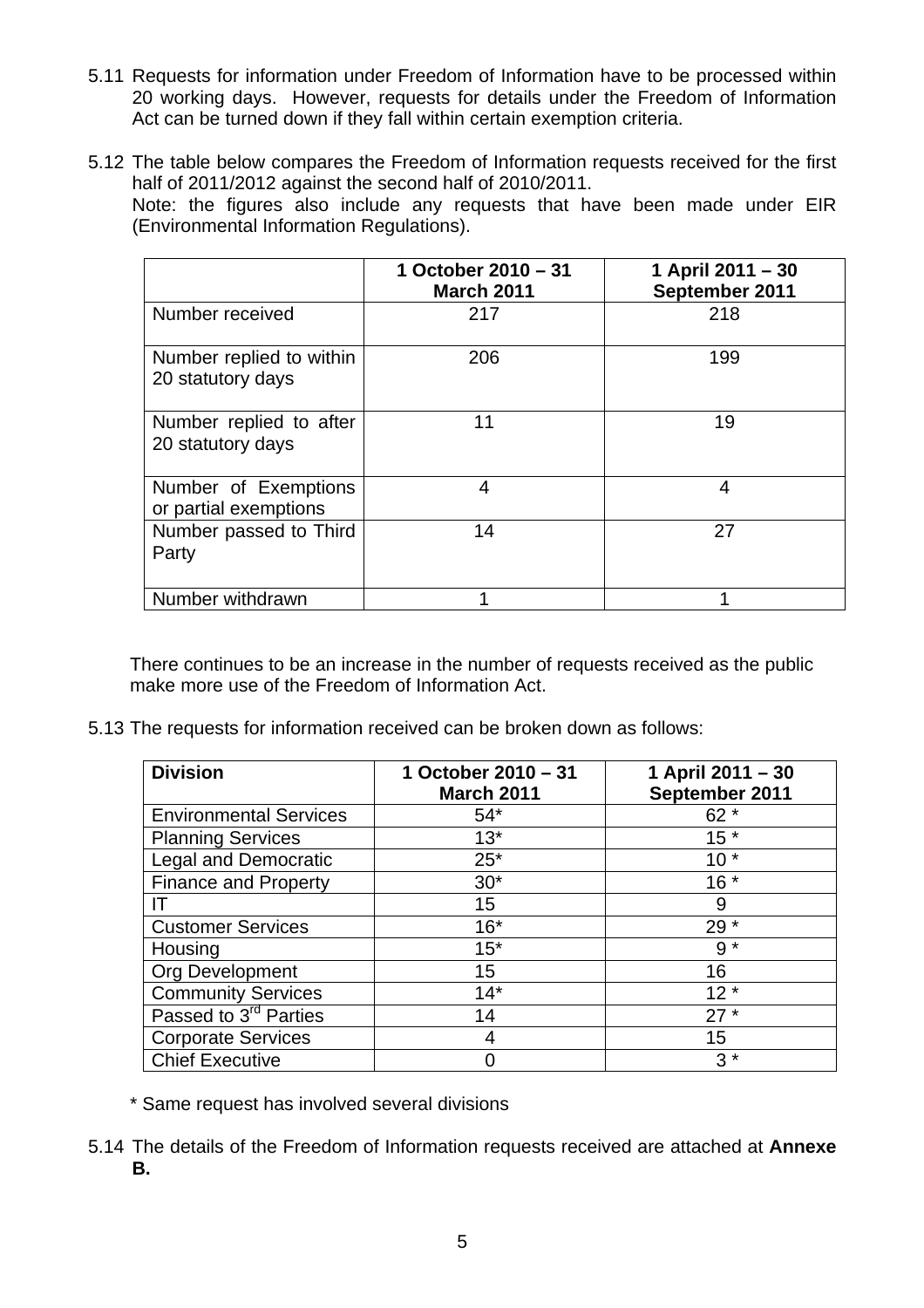5.11 Requests for information under Freedom of Information have to be processed within 20 working days. However, requests for details under the Freedom of Information Act can be turned down if they fall within certain exemption criteria.

5.12 The table below compares the Freedom of Information requests received for the first half of 2011/2012 against the second half of 2010/2011.
Note: the figures also include any requests that have been made under EIR (Environmental Information Regulations).

| | **1 October 2010 – 31 March 2011** | **1 April 2011 – 30 September 2011** |
|---|---|---|
| Number received | 217 | 218 |
| Number replied to within 20 statutory days | 206 | 199 |
| Number replied to after 20 statutory days | 11 | 19 |
| Number of Exemptions or partial exemptions | 4 | 4 |
| Number passed to Third Party | 14 | 27 |
| Number withdrawn | 1 | 1 |

There continues to be an increase in the number of requests received as the public make more use of the Freedom of Information Act.

5.13 The requests for information received can be broken down as follows:

| **Division** | **1 October 2010 – 31 March 2011** | **1 April 2011 – 30 September 2011** |
|---|---|---|
| Environmental Services | 54* | 62 * |
| Planning Services | 13* | 15 * |
| Legal and Democratic | 25* | 10 * |
| Finance and Property | 30* | 16 * |
| IT | 15 | 9 |
| Customer Services | 16* | 29 * |
| Housing | 15* | 9 * |
| Org Development | 15 | 16 |
| Community Services | 14* | 12 * |
| Passed to 3rd Parties | 14 | 27 * |
| Corporate Services | 4 | 15 |
| Chief Executive | 0 | 3 * |

\* Same request has involved several divisions

5.14 The details of the Freedom of Information requests received are attached at **Annexe B.**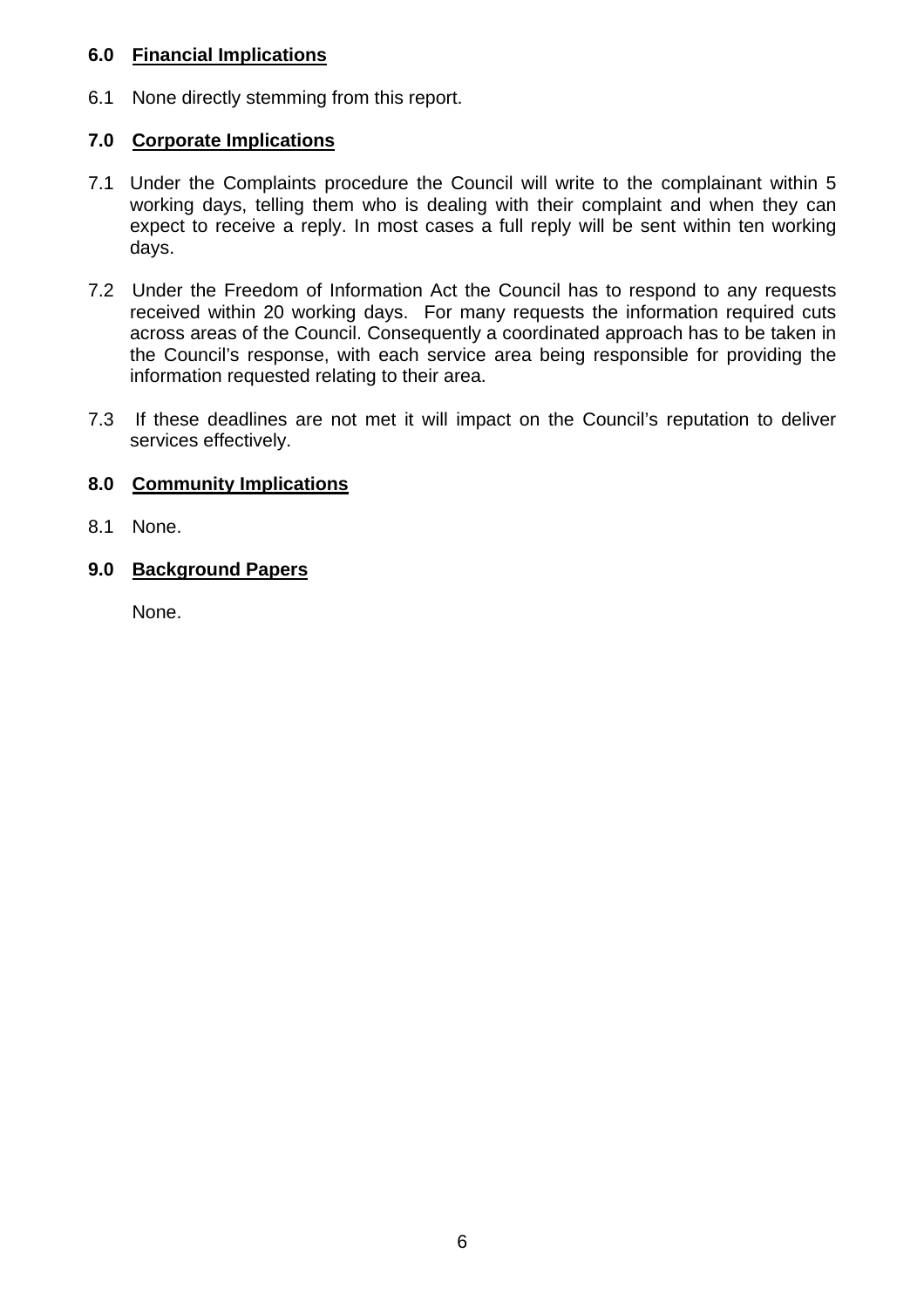## 6.0 Financial Implications

6.1 None directly stemming from this report.

## 7.0 Corporate Implications

7.1 Under the Complaints procedure the Council will write to the complainant within 5 working days, telling them who is dealing with their complaint and when they can expect to receive a reply. In most cases a full reply will be sent within ten working days.

7.2 Under the Freedom of Information Act the Council has to respond to any requests received within 20 working days. For many requests the information required cuts across areas of the Council. Consequently a coordinated approach has to be taken in the Council's response, with each service area being responsible for providing the information requested relating to their area.

7.3 If these deadlines are not met it will impact on the Council's reputation to deliver services effectively.

## 8.0 Community Implications

8.1 None.

## 9.0 Background Papers

None.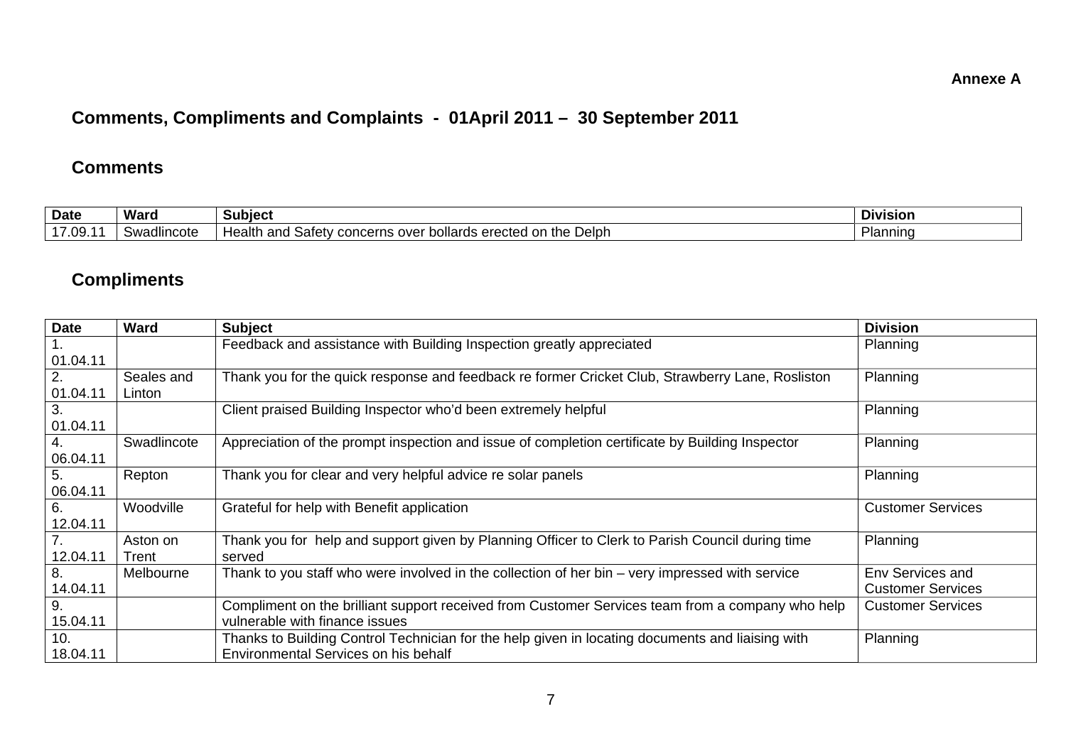Annexe A

## Comments, Compliments and Complaints - 01April 2011 – 30 September 2011

### Comments

| Date | Ward | Subject | Division |
|---|---|---|---|
| 17.09.11 | Swadlincote | Health and Safety concerns over bollards erected on the Delph | Planning |

### Compliments

| Date | Ward | Subject | Division |
|---|---|---|---|
| 1. 01.04.11 | | Feedback and assistance with Building Inspection greatly appreciated | Planning |
| 2. 01.04.11 | Seales and Linton | Thank you for the quick response and feedback re former Cricket Club, Strawberry Lane, Rosliston | Planning |
| 3. 01.04.11 | | Client praised Building Inspector who'd been extremely helpful | Planning |
| 4. 06.04.11 | Swadlincote | Appreciation of the prompt inspection and issue of completion certificate by Building Inspector | Planning |
| 5. 06.04.11 | Repton | Thank you for clear and very helpful advice re solar panels | Planning |
| 6. 12.04.11 | Woodville | Grateful for help with Benefit application | Customer Services |
| 7. 12.04.11 | Aston on Trent | Thank you for help and support given by Planning Officer to Clerk to Parish Council during time served | Planning |
| 8. 14.04.11 | Melbourne | Thank to you staff who were involved in the collection of her bin – very impressed with service | Env Services and Customer Services |
| 9. 15.04.11 | | Compliment on the brilliant support received from Customer Services team from a company who help vulnerable with finance issues | Customer Services |
| 10. 18.04.11 | | Thanks to Building Control Technician for the help given in locating documents and liaising with Environmental Services on his behalf | Planning |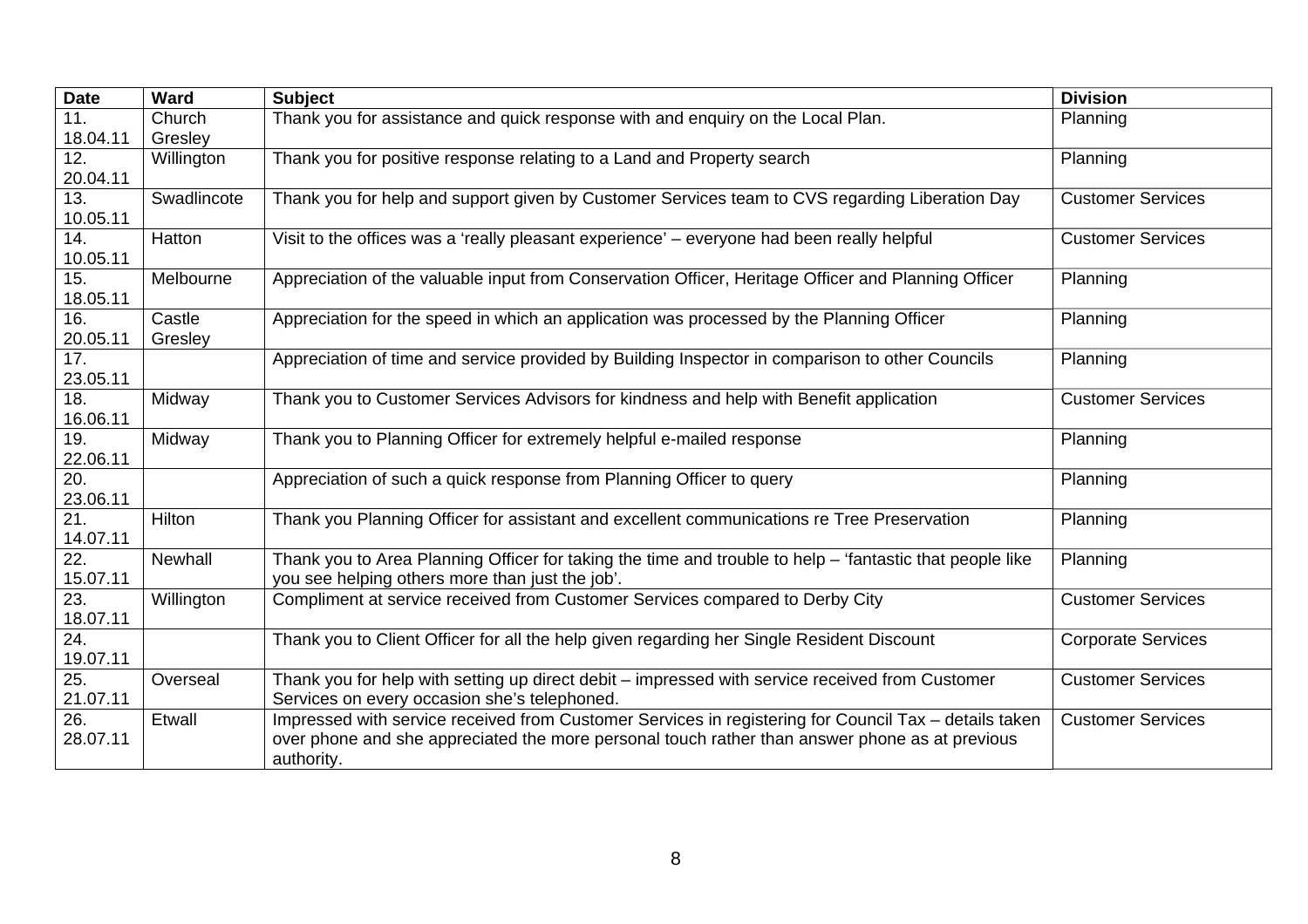| Date | Ward | Subject | Division |
| --- | --- | --- | --- |
| 11. 18.04.11 | Church Gresley | Thank you for assistance and quick response with and enquiry on the Local Plan. | Planning |
| 12. 20.04.11 | Willington | Thank you for positive response relating to a Land and Property search | Planning |
| 13. 10.05.11 | Swadlincote | Thank you for help and support given by Customer Services team to CVS regarding Liberation Day | Customer Services |
| 14. 10.05.11 | Hatton | Visit to the offices was a 'really pleasant experience' – everyone had been really helpful | Customer Services |
| 15. 18.05.11 | Melbourne | Appreciation of the valuable input from Conservation Officer, Heritage Officer and Planning Officer | Planning |
| 16. 20.05.11 | Castle Gresley | Appreciation for the speed in which an application was processed by the Planning Officer | Planning |
| 17. 23.05.11 | | Appreciation of time and service provided by Building Inspector in comparison to other Councils | Planning |
| 18. 16.06.11 | Midway | Thank you to Customer Services Advisors for kindness and help with Benefit application | Customer Services |
| 19. 22.06.11 | Midway | Thank you to Planning Officer for extremely helpful e-mailed response | Planning |
| 20. 23.06.11 | | Appreciation of such a quick response from Planning Officer to query | Planning |
| 21. 14.07.11 | Hilton | Thank you Planning Officer for assistant and excellent communications re Tree Preservation | Planning |
| 22. 15.07.11 | Newhall | Thank you to Area Planning Officer for taking the time and trouble to help – 'fantastic that people like you see helping others more than just the job'. | Planning |
| 23. 18.07.11 | Willington | Compliment at service received from Customer Services compared to Derby City | Customer Services |
| 24. 19.07.11 | | Thank you to Client Officer for all the help given regarding her Single Resident Discount | Corporate Services |
| 25. 21.07.11 | Overseal | Thank you for help with setting up direct debit – impressed with service received from Customer Services on every occasion she's telephoned. | Customer Services |
| 26. 28.07.11 | Etwall | Impressed with service received from Customer Services in registering for Council Tax – details taken over phone and she appreciated the more personal touch rather than answer phone as at previous authority. | Customer Services |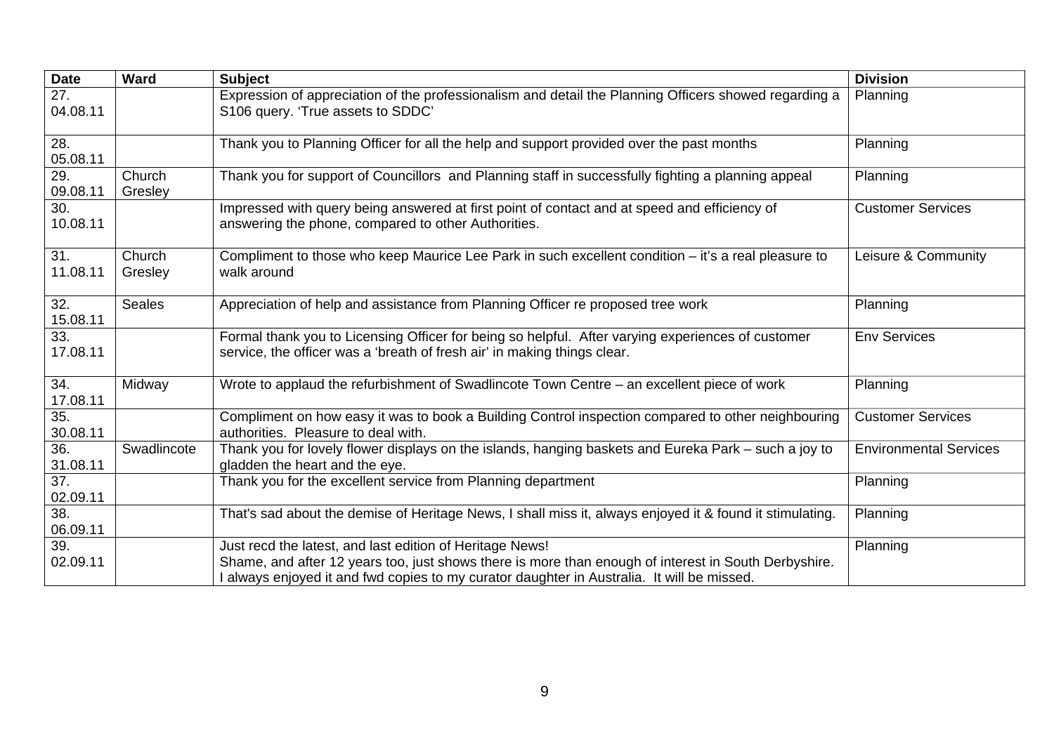| Date | Ward | Subject | Division |
|---|---|---|---|
| 27. 04.08.11 | | Expression of appreciation of the professionalism and detail the Planning Officers showed regarding a S106 query. 'True assets to SDDC' | Planning |
| 28. 05.08.11 | | Thank you to Planning Officer for all the help and support provided over the past months | Planning |
| 29. 09.08.11 | Church Gresley | Thank you for support of Councillors and Planning staff in successfully fighting a planning appeal | Planning |
| 30. 10.08.11 | | Impressed with query being answered at first point of contact and at speed and efficiency of answering the phone, compared to other Authorities. | Customer Services |
| 31. 11.08.11 | Church Gresley | Compliment to those who keep Maurice Lee Park in such excellent condition – it's a real pleasure to walk around | Leisure & Community |
| 32. 15.08.11 | Seales | Appreciation of help and assistance from Planning Officer re proposed tree work | Planning |
| 33. 17.08.11 | | Formal thank you to Licensing Officer for being so helpful. After varying experiences of customer service, the officer was a 'breath of fresh air' in making things clear. | Env Services |
| 34. 17.08.11 | Midway | Wrote to applaud the refurbishment of Swadlincote Town Centre – an excellent piece of work | Planning |
| 35. 30.08.11 | | Compliment on how easy it was to book a Building Control inspection compared to other neighbouring authorities. Pleasure to deal with. | Customer Services |
| 36. 31.08.11 | Swadlincote | Thank you for lovely flower displays on the islands, hanging baskets and Eureka Park – such a joy to gladden the heart and the eye. | Environmental Services |
| 37. 02.09.11 | | Thank you for the excellent service from Planning department | Planning |
| 38. 06.09.11 | | That's sad about the demise of Heritage News, I shall miss it, always enjoyed it & found it stimulating. | Planning |
| 39. 02.09.11 | | Just recd the latest, and last edition of Heritage News! Shame, and after 12 years too, just shows there is more than enough of interest in South Derbyshire. I always enjoyed it and fwd copies to my curator daughter in Australia. It will be missed. | Planning |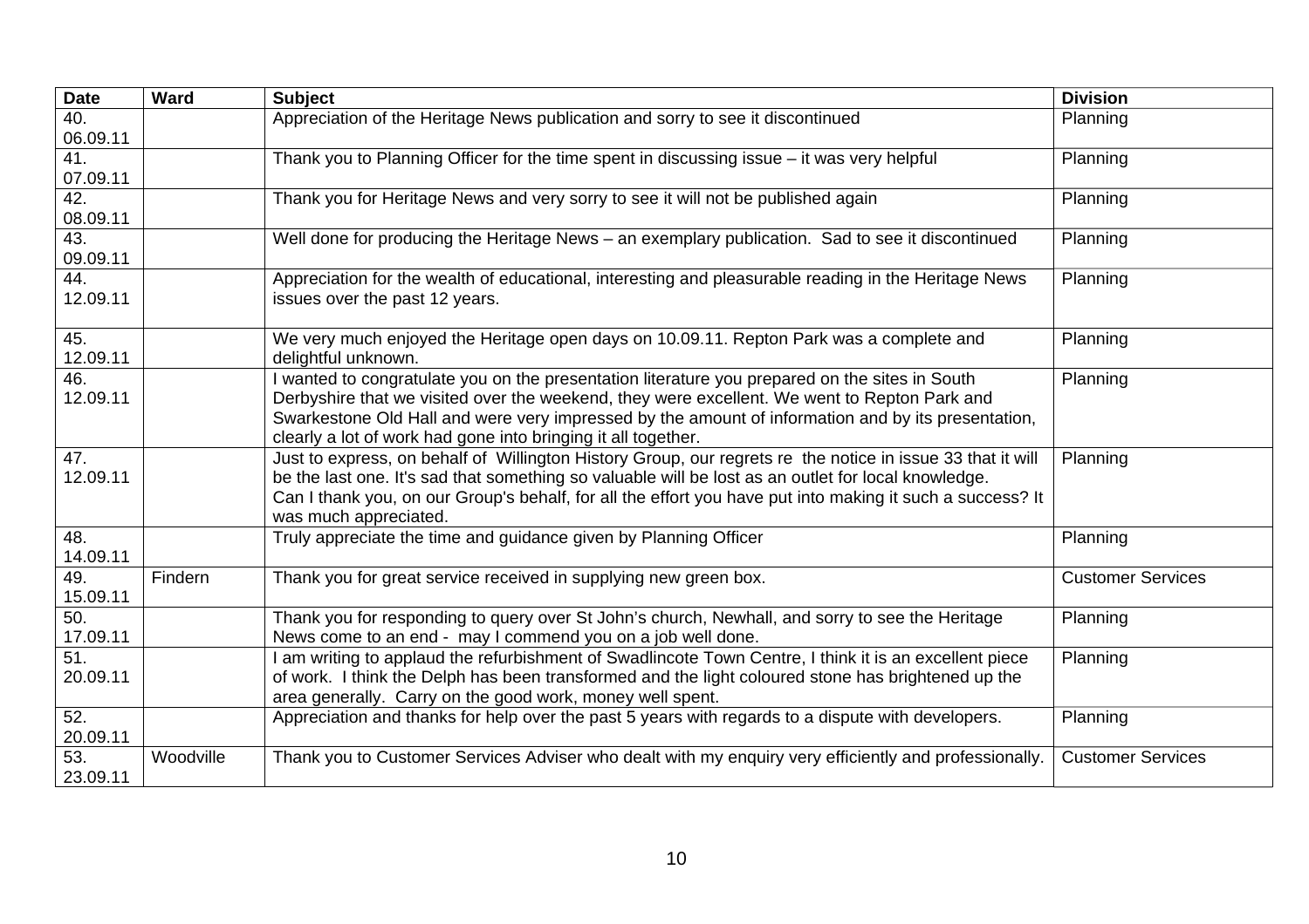| Date | Ward | Subject | Division |
|---|---|---|---|
| 40. 06.09.11 | | Appreciation of the Heritage News publication and sorry to see it discontinued | Planning |
| 41. 07.09.11 | | Thank you to Planning Officer for the time spent in discussing issue – it was very helpful | Planning |
| 42. 08.09.11 | | Thank you for Heritage News and very sorry to see it will not be published again | Planning |
| 43. 09.09.11 | | Well done for producing the Heritage News – an exemplary publication. Sad to see it discontinued | Planning |
| 44. 12.09.11 | | Appreciation for the wealth of educational, interesting and pleasurable reading in the Heritage News issues over the past 12 years. | Planning |
| 45. 12.09.11 | | We very much enjoyed the Heritage open days on 10.09.11. Repton Park was a complete and delightful unknown. | Planning |
| 46. 12.09.11 | | I wanted to congratulate you on the presentation literature you prepared on the sites in South Derbyshire that we visited over the weekend, they were excellent. We went to Repton Park and Swarkestone Old Hall and were very impressed by the amount of information and by its presentation, clearly a lot of work had gone into bringing it all together. | Planning |
| 47. 12.09.11 | | Just to express, on behalf of Willington History Group, our regrets re the notice in issue 33 that it will be the last one. It's sad that something so valuable will be lost as an outlet for local knowledge. Can I thank you, on our Group's behalf, for all the effort you have put into making it such a success? It was much appreciated. | Planning |
| 48. 14.09.11 | | Truly appreciate the time and guidance given by Planning Officer | Planning |
| 49. 15.09.11 | Findern | Thank you for great service received in supplying new green box. | Customer Services |
| 50. 17.09.11 | | Thank you for responding to query over St John's church, Newhall, and sorry to see the Heritage News come to an end - may I commend you on a job well done. | Planning |
| 51. 20.09.11 | | I am writing to applaud the refurbishment of Swadlincote Town Centre, I think it is an excellent piece of work. I think the Delph has been transformed and the light coloured stone has brightened up the area generally. Carry on the good work, money well spent. | Planning |
| 52. 20.09.11 | | Appreciation and thanks for help over the past 5 years with regards to a dispute with developers. | Planning |
| 53. 23.09.11 | Woodville | Thank you to Customer Services Adviser who dealt with my enquiry very efficiently and professionally. | Customer Services |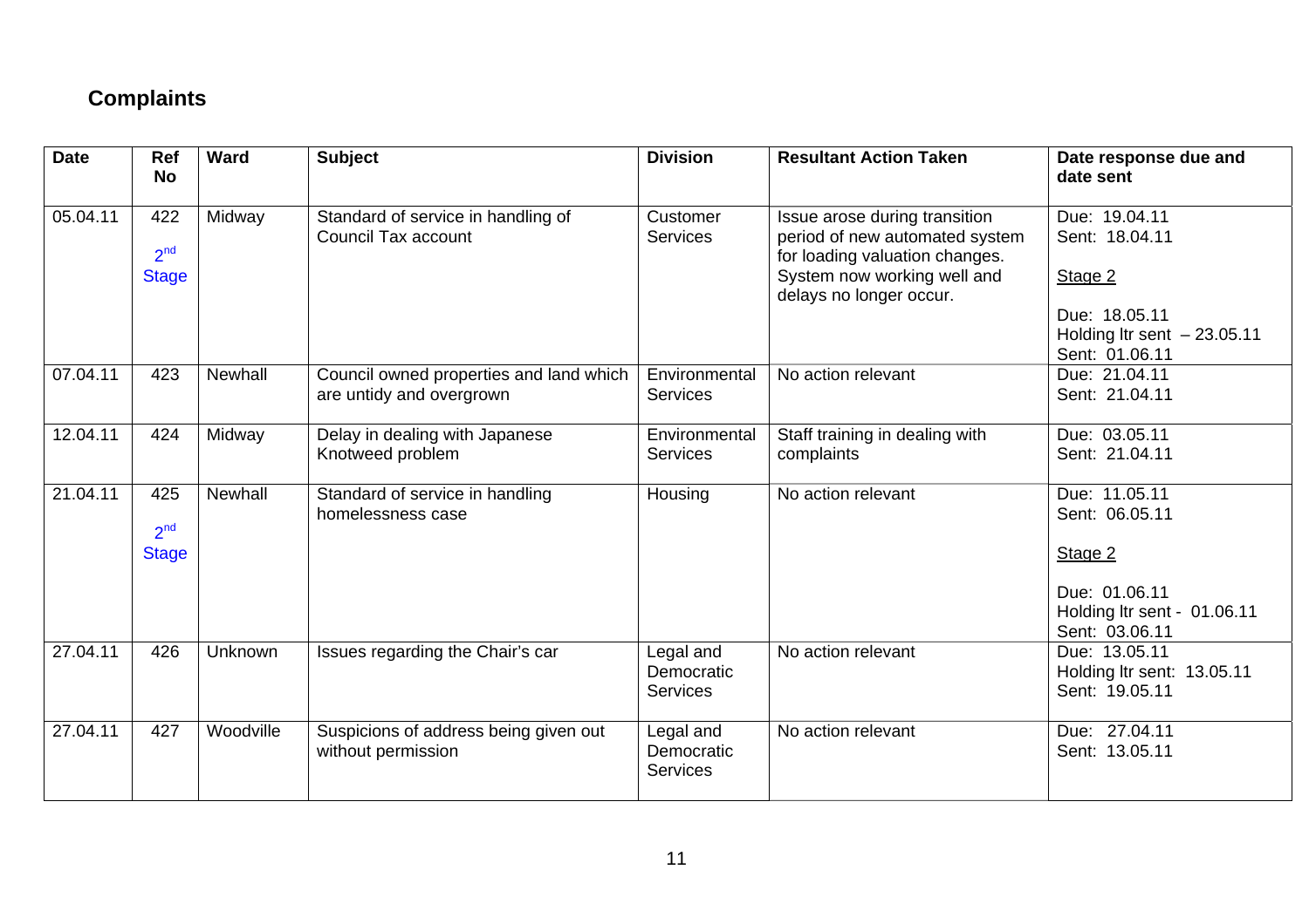## Complaints

| Date | Ref No | Ward | Subject | Division | Resultant Action Taken | Date response due and date sent |
|---|---|---|---|---|---|---|
| 05.04.11 | 422<br>2nd Stage | Midway | Standard of service in handling of Council Tax account | Customer Services | Issue arose during transition period of new automated system for loading valuation changes. System now working well and delays no longer occur. | Due: 19.04.11<br>Sent: 18.04.11<br><br>Stage 2<br><br>Due: 18.05.11<br>Holding ltr sent – 23.05.11<br>Sent: 01.06.11 |
| 07.04.11 | 423 | Newhall | Council owned properties and land which are untidy and overgrown | Environmental Services | No action relevant | Due: 21.04.11<br>Sent: 21.04.11 |
| 12.04.11 | 424 | Midway | Delay in dealing with Japanese Knotweed problem | Environmental Services | Staff training in dealing with complaints | Due: 03.05.11<br>Sent: 21.04.11 |
| 21.04.11 | 425<br>2nd Stage | Newhall | Standard of service in handling homelessness case | Housing | No action relevant | Due: 11.05.11<br>Sent: 06.05.11<br><br>Stage 2<br><br>Due: 01.06.11<br>Holding ltr sent - 01.06.11<br>Sent: 03.06.11 |
| 27.04.11 | 426 | Unknown | Issues regarding the Chair's car | Legal and Democratic Services | No action relevant | Due: 13.05.11<br>Holding ltr sent: 13.05.11<br>Sent: 19.05.11 |
| 27.04.11 | 427 | Woodville | Suspicions of address being given out without permission | Legal and Democratic Services | No action relevant | Due: 27.04.11<br>Sent: 13.05.11 |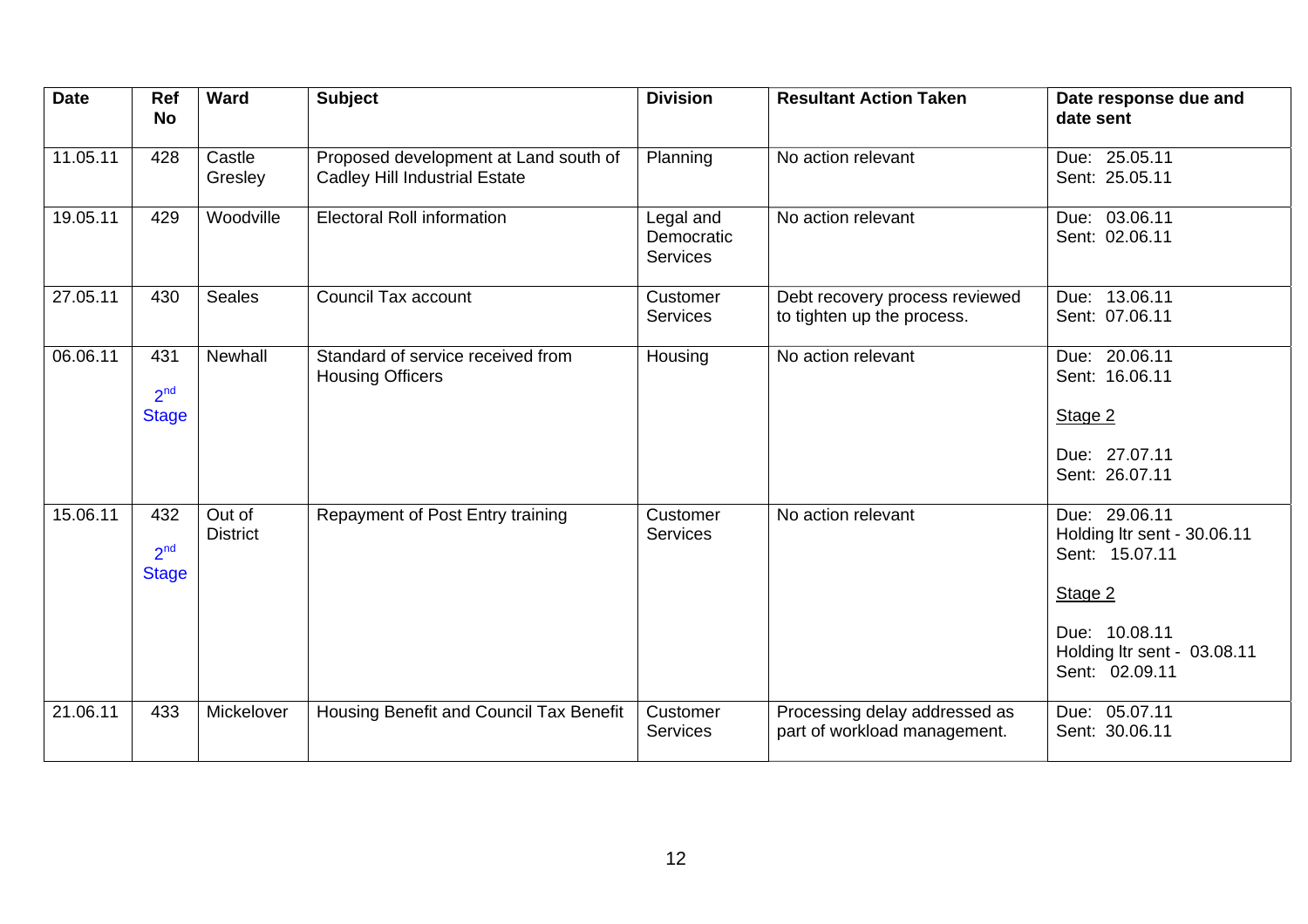| Date | Ref No | Ward | Subject | Division | Resultant Action Taken | Date response due and date sent |
|---|---|---|---|---|---|---|
| 11.05.11 | 428 | Castle Gresley | Proposed development at Land south of Cadley Hill Industrial Estate | Planning | No action relevant | Due: 25.05.11<br>Sent: 25.05.11 |
| 19.05.11 | 429 | Woodville | Electoral Roll information | Legal and Democratic Services | No action relevant | Due: 03.06.11<br>Sent: 02.06.11 |
| 27.05.11 | 430 | Seales | Council Tax account | Customer Services | Debt recovery process reviewed to tighten up the process. | Due: 13.06.11<br>Sent: 07.06.11 |
| 06.06.11 | 431<br>2nd Stage | Newhall | Standard of service received from Housing Officers | Housing | No action relevant | Due: 20.06.11<br>Sent: 16.06.11<br><br>Stage 2<br><br>Due: 27.07.11<br>Sent: 26.07.11 |
| 15.06.11 | 432<br>2nd Stage | Out of District | Repayment of Post Entry training | Customer Services | No action relevant | Due: 29.06.11<br>Holding ltr sent - 30.06.11<br>Sent: 15.07.11<br><br>Stage 2<br><br>Due: 10.08.11<br>Holding ltr sent - 03.08.11<br>Sent: 02.09.11 |
| 21.06.11 | 433 | Mickelover | Housing Benefit and Council Tax Benefit | Customer Services | Processing delay addressed as part of workload management. | Due: 05.07.11<br>Sent: 30.06.11 |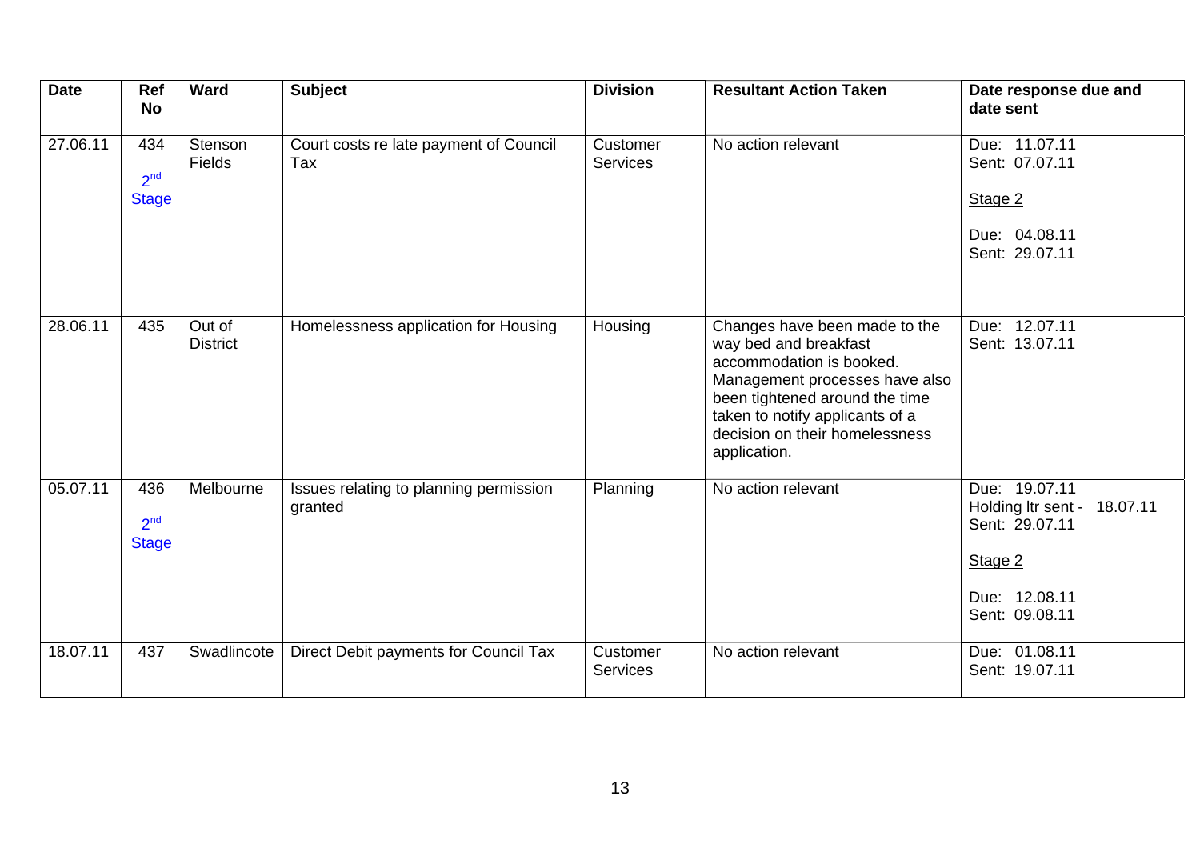| Date | Ref No | Ward | Subject | Division | Resultant Action Taken | Date response due and date sent |
|---|---|---|---|---|---|---|
| 27.06.11 | 434 2nd Stage | Stenson Fields | Court costs re late payment of Council Tax | Customer Services | No action relevant | Due: 11.07.11 Sent: 07.07.11 Stage 2 Due: 04.08.11 Sent: 29.07.11 |
| 28.06.11 | 435 | Out of District | Homelessness application for Housing | Housing | Changes have been made to the way bed and breakfast accommodation is booked. Management processes have also been tightened around the time taken to notify applicants of a decision on their homelessness application. | Due: 12.07.11 Sent: 13.07.11 |
| 05.07.11 | 436 2nd Stage | Melbourne | Issues relating to planning permission granted | Planning | No action relevant | Due: 19.07.11 Holding ltr sent - 18.07.11 Sent: 29.07.11 Stage 2 Due: 12.08.11 Sent: 09.08.11 |
| 18.07.11 | 437 | Swadlincote | Direct Debit payments for Council Tax | Customer Services | No action relevant | Due: 01.08.11 Sent: 19.07.11 |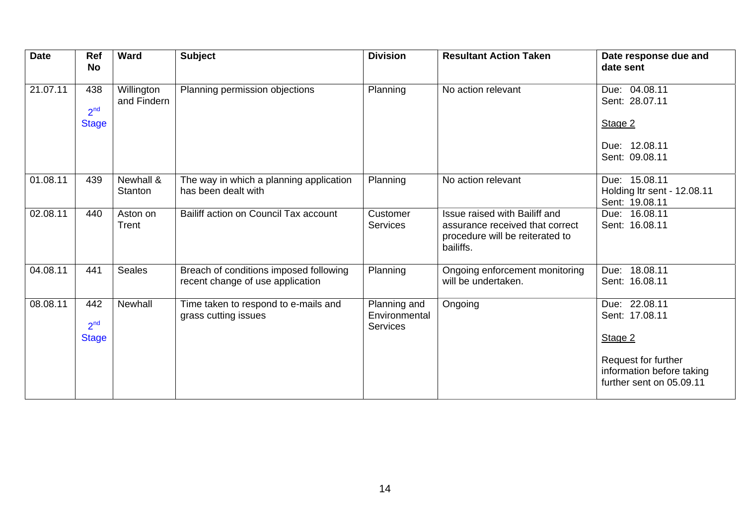| Date | Ref No | Ward | Subject | Division | Resultant Action Taken | Date response due and date sent |
|---|---|---|---|---|---|---|
| 21.07.11 | 438<br>2nd Stage | Willington and Findern | Planning permission objections | Planning | No action relevant | Due: 04.08.11<br>Sent: 28.07.11<br><br>Stage 2<br><br>Due: 12.08.11<br>Sent: 09.08.11 |
| 01.08.11 | 439 | Newhall & Stanton | The way in which a planning application has been dealt with | Planning | No action relevant | Due: 15.08.11<br>Holding ltr sent - 12.08.11<br>Sent: 19.08.11 |
| 02.08.11 | 440 | Aston on Trent | Bailiff action on Council Tax account | Customer Services | Issue raised with Bailiff and assurance received that correct procedure will be reiterated to bailiffs. | Due: 16.08.11<br>Sent: 16.08.11 |
| 04.08.11 | 441 | Seales | Breach of conditions imposed following recent change of use application | Planning | Ongoing enforcement monitoring will be undertaken. | Due: 18.08.11<br>Sent: 16.08.11 |
| 08.08.11 | 442<br>2nd Stage | Newhall | Time taken to respond to e-mails and grass cutting issues | Planning and Environmental Services | Ongoing | Due: 22.08.11<br>Sent: 17.08.11<br><br>Stage 2<br><br>Request for further information before taking further sent on 05.09.11 |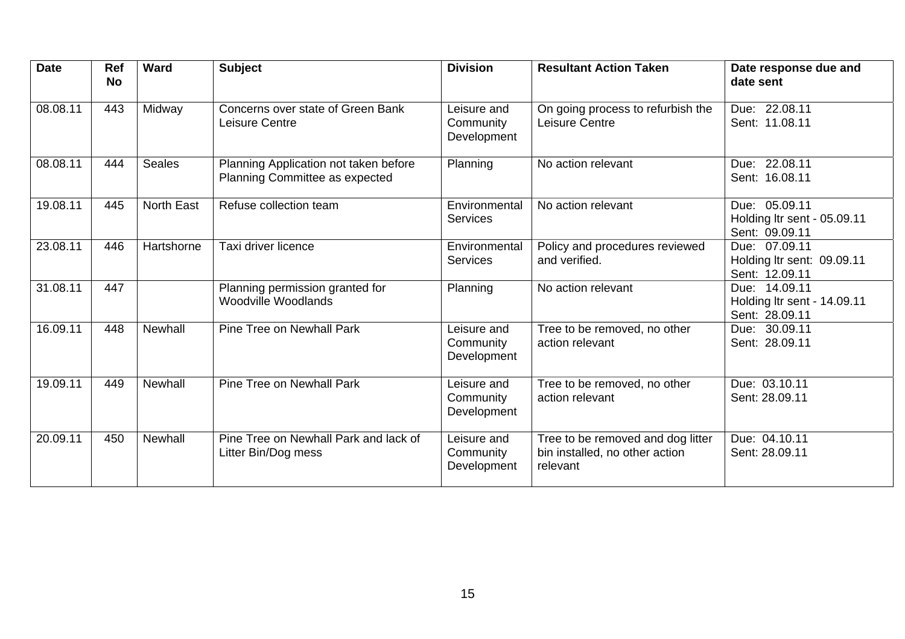| Date | Ref No | Ward | Subject | Division | Resultant Action Taken | Date response due and date sent |
|---|---|---|---|---|---|---|
| 08.08.11 | 443 | Midway | Concerns over state of Green Bank Leisure Centre | Leisure and Community Development | On going process to refurbish the Leisure Centre | Due: 22.08.11<br>Sent: 11.08.11 |
| 08.08.11 | 444 | Seales | Planning Application not taken before Planning Committee as expected | Planning | No action relevant | Due: 22.08.11<br>Sent: 16.08.11 |
| 19.08.11 | 445 | North East | Refuse collection team | Environmental Services | No action relevant | Due: 05.09.11<br>Holding ltr sent - 05.09.11<br>Sent: 09.09.11 |
| 23.08.11 | 446 | Hartshorne | Taxi driver licence | Environmental Services | Policy and procedures reviewed and verified. | Due: 07.09.11<br>Holding ltr sent: 09.09.11<br>Sent: 12.09.11 |
| 31.08.11 | 447 | | Planning permission granted for Woodville Woodlands | Planning | No action relevant | Due: 14.09.11<br>Holding ltr sent - 14.09.11<br>Sent: 28.09.11 |
| 16.09.11 | 448 | Newhall | Pine Tree on Newhall Park | Leisure and Community Development | Tree to be removed, no other action relevant | Due: 30.09.11<br>Sent: 28.09.11 |
| 19.09.11 | 449 | Newhall | Pine Tree on Newhall Park | Leisure and Community Development | Tree to be removed, no other action relevant | Due: 03.10.11<br>Sent: 28.09.11 |
| 20.09.11 | 450 | Newhall | Pine Tree on Newhall Park and lack of Litter Bin/Dog mess | Leisure and Community Development | Tree to be removed and dog litter bin installed, no other action relevant | Due: 04.10.11<br>Sent: 28.09.11 |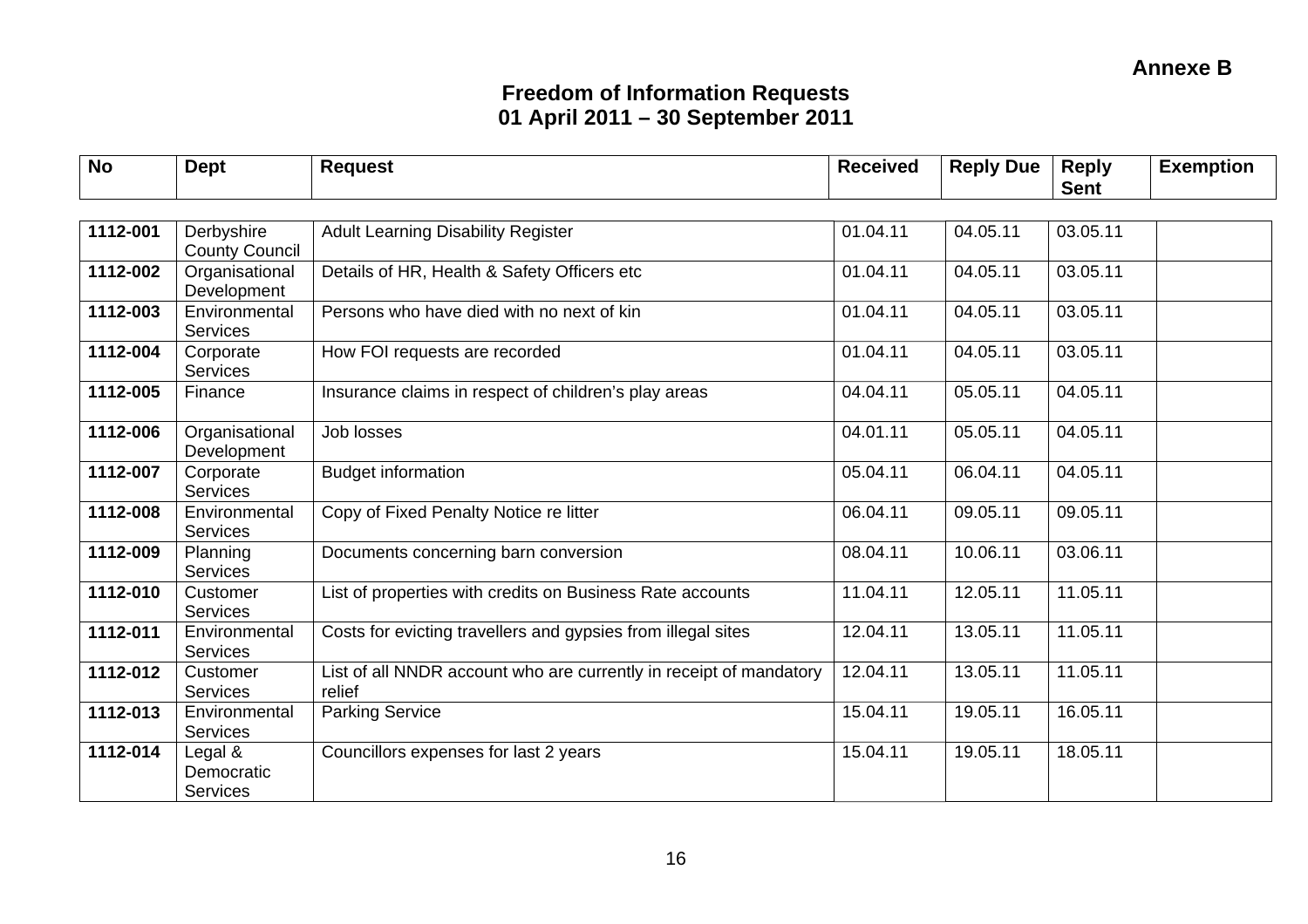**Annexe B**

## Freedom of Information Requests
## 01 April 2011 – 30 September 2011

| No | Dept | Request | Received | Reply Due | Reply Sent | Exemption |
|---|---|---|---|---|---|---|
| **1112-001** | Derbyshire County Council | Adult Learning Disability Register | 01.04.11 | 04.05.11 | 03.05.11 | |
| **1112-002** | Organisational Development | Details of HR, Health & Safety Officers etc | 01.04.11 | 04.05.11 | 03.05.11 | |
| **1112-003** | Environmental Services | Persons who have died with no next of kin | 01.04.11 | 04.05.11 | 03.05.11 | |
| **1112-004** | Corporate Services | How FOI requests are recorded | 01.04.11 | 04.05.11 | 03.05.11 | |
| **1112-005** | Finance | Insurance claims in respect of children's play areas | 04.04.11 | 05.05.11 | 04.05.11 | |
| **1112-006** | Organisational Development | Job losses | 04.01.11 | 05.05.11 | 04.05.11 | |
| **1112-007** | Corporate Services | Budget information | 05.04.11 | 06.04.11 | 04.05.11 | |
| **1112-008** | Environmental Services | Copy of Fixed Penalty Notice re litter | 06.04.11 | 09.05.11 | 09.05.11 | |
| **1112-009** | Planning Services | Documents concerning barn conversion | 08.04.11 | 10.06.11 | 03.06.11 | |
| **1112-010** | Customer Services | List of properties with credits on Business Rate accounts | 11.04.11 | 12.05.11 | 11.05.11 | |
| **1112-011** | Environmental Services | Costs for evicting travellers and gypsies from illegal sites | 12.04.11 | 13.05.11 | 11.05.11 | |
| **1112-012** | Customer Services | List of all NNDR account who are currently in receipt of mandatory relief | 12.04.11 | 13.05.11 | 11.05.11 | |
| **1112-013** | Environmental Services | Parking Service | 15.04.11 | 19.05.11 | 16.05.11 | |
| **1112-014** | Legal & Democratic Services | Councillors expenses for last 2 years | 15.04.11 | 19.05.11 | 18.05.11 | |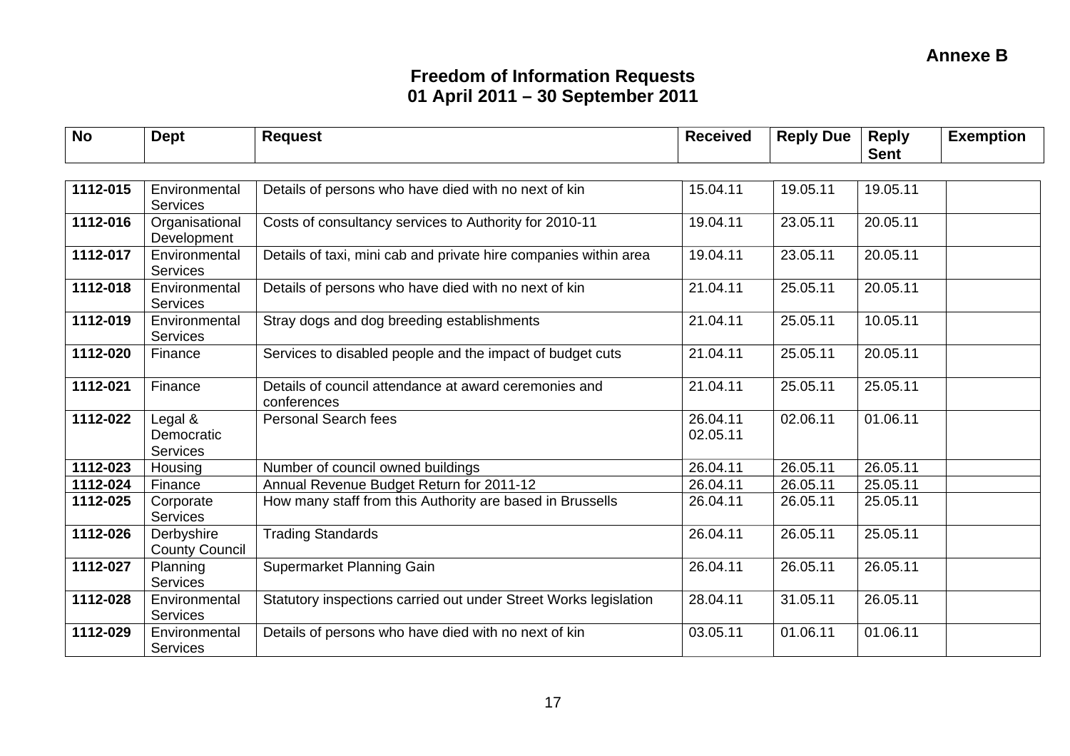Annexe B

# Freedom of Information Requests
## 01 April 2011 – 30 September 2011

| No | Dept | Request | Received | Reply Due | Reply Sent | Exemption |
|---|---|---|---|---|---|---|
| **1112-015** | Environmental Services | Details of persons who have died with no next of kin | 15.04.11 | 19.05.11 | 19.05.11 | |
| **1112-016** | Organisational Development | Costs of consultancy services to Authority for 2010-11 | 19.04.11 | 23.05.11 | 20.05.11 | |
| **1112-017** | Environmental Services | Details of taxi, mini cab and private hire companies within area | 19.04.11 | 23.05.11 | 20.05.11 | |
| **1112-018** | Environmental Services | Details of persons who have died with no next of kin | 21.04.11 | 25.05.11 | 20.05.11 | |
| **1112-019** | Environmental Services | Stray dogs and dog breeding establishments | 21.04.11 | 25.05.11 | 10.05.11 | |
| **1112-020** | Finance | Services to disabled people and the impact of budget cuts | 21.04.11 | 25.05.11 | 20.05.11 | |
| **1112-021** | Finance | Details of council attendance at award ceremonies and conferences | 21.04.11 | 25.05.11 | 25.05.11 | |
| **1112-022** | Legal & Democratic Services | Personal Search fees | 26.04.11 02.05.11 | 02.06.11 | 01.06.11 | |
| **1112-023** | Housing | Number of council owned buildings | 26.04.11 | 26.05.11 | 26.05.11 | |
| **1112-024** | Finance | Annual Revenue Budget Return for 2011-12 | 26.04.11 | 26.05.11 | 25.05.11 | |
| **1112-025** | Corporate Services | How many staff from this Authority are based in Brussells | 26.04.11 | 26.05.11 | 25.05.11 | |
| **1112-026** | Derbyshire County Council | Trading Standards | 26.04.11 | 26.05.11 | 25.05.11 | |
| **1112-027** | Planning Services | Supermarket Planning Gain | 26.04.11 | 26.05.11 | 26.05.11 | |
| **1112-028** | Environmental Services | Statutory inspections carried out under Street Works legislation | 28.04.11 | 31.05.11 | 26.05.11 | |
| **1112-029** | Environmental Services | Details of persons who have died with no next of kin | 03.05.11 | 01.06.11 | 01.06.11 | |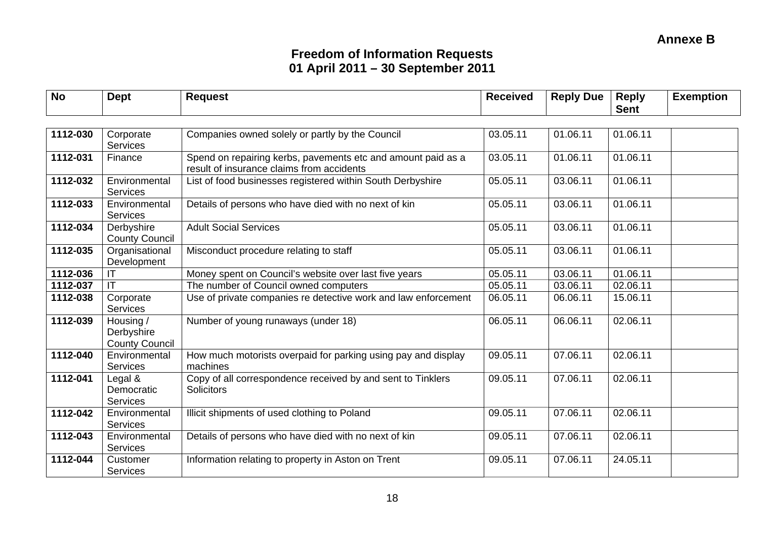**Annexe B**

## Freedom of Information Requests
## 01 April 2011 – 30 September 2011

| No | Dept | Request | Received | Reply Due | Reply Sent | Exemption |
|---|---|---|---|---|---|---|
| **1112-030** | Corporate Services | Companies owned solely or partly by the Council | 03.05.11 | 01.06.11 | 01.06.11 | |
| **1112-031** | Finance | Spend on repairing kerbs, pavements etc and amount paid as a result of insurance claims from accidents | 03.05.11 | 01.06.11 | 01.06.11 | |
| **1112-032** | Environmental Services | List of food businesses registered within South Derbyshire | 05.05.11 | 03.06.11 | 01.06.11 | |
| **1112-033** | Environmental Services | Details of persons who have died with no next of kin | 05.05.11 | 03.06.11 | 01.06.11 | |
| **1112-034** | Derbyshire County Council | Adult Social Services | 05.05.11 | 03.06.11 | 01.06.11 | |
| **1112-035** | Organisational Development | Misconduct procedure relating to staff | 05.05.11 | 03.06.11 | 01.06.11 | |
| **1112-036** | IT | Money spent on Council's website over last five years | 05.05.11 | 03.06.11 | 01.06.11 | |
| **1112-037** | IT | The number of Council owned computers | 05.05.11 | 03.06.11 | 02.06.11 | |
| **1112-038** | Corporate Services | Use of private companies re detective work and law enforcement | 06.05.11 | 06.06.11 | 15.06.11 | |
| **1112-039** | Housing / Derbyshire County Council | Number of young runaways (under 18) | 06.05.11 | 06.06.11 | 02.06.11 | |
| **1112-040** | Environmental Services | How much motorists overpaid for parking using pay and display machines | 09.05.11 | 07.06.11 | 02.06.11 | |
| **1112-041** | Legal & Democratic Services | Copy of all correspondence received by and sent to Tinklers Solicitors | 09.05.11 | 07.06.11 | 02.06.11 | |
| **1112-042** | Environmental Services | Illicit shipments of used clothing to Poland | 09.05.11 | 07.06.11 | 02.06.11 | |
| **1112-043** | Environmental Services | Details of persons who have died with no next of kin | 09.05.11 | 07.06.11 | 02.06.11 | |
| **1112-044** | Customer Services | Information relating to property in Aston on Trent | 09.05.11 | 07.06.11 | 24.05.11 | |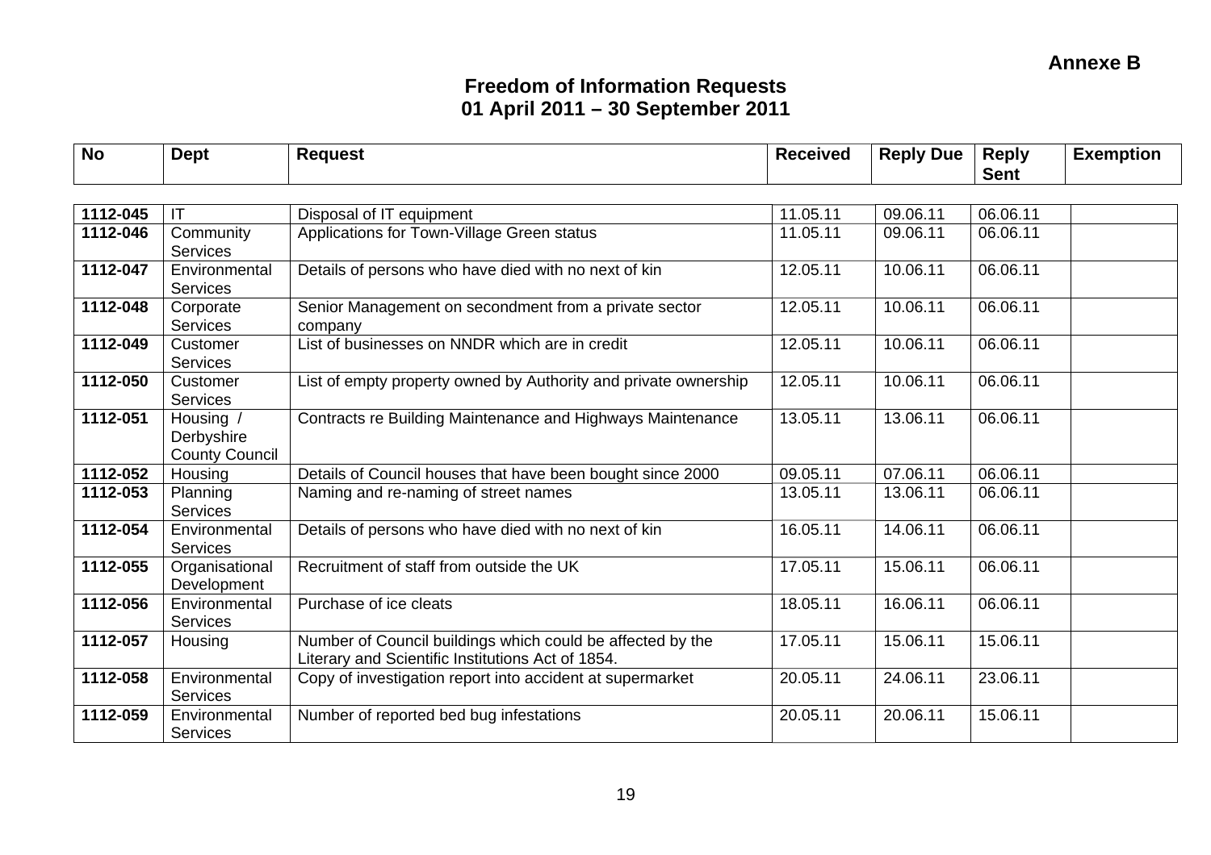**Annexe B**

## Freedom of Information Requests
## 01 April 2011 – 30 September 2011

| No | Dept | Request | Received | Reply Due | Reply Sent | Exemption |
|---|---|---|---|---|---|---|
| **1112-045** | IT | Disposal of IT equipment | 11.05.11 | 09.06.11 | 06.06.11 | |
| **1112-046** | Community Services | Applications for Town-Village Green status | 11.05.11 | 09.06.11 | 06.06.11 | |
| **1112-047** | Environmental Services | Details of persons who have died with no next of kin | 12.05.11 | 10.06.11 | 06.06.11 | |
| **1112-048** | Corporate Services | Senior Management on secondment from a private sector company | 12.05.11 | 10.06.11 | 06.06.11 | |
| **1112-049** | Customer Services | List of businesses on NNDR which are in credit | 12.05.11 | 10.06.11 | 06.06.11 | |
| **1112-050** | Customer Services | List of empty property owned by Authority and private ownership | 12.05.11 | 10.06.11 | 06.06.11 | |
| **1112-051** | Housing / Derbyshire County Council | Contracts re Building Maintenance and Highways Maintenance | 13.05.11 | 13.06.11 | 06.06.11 | |
| **1112-052** | Housing | Details of Council houses that have been bought since 2000 | 09.05.11 | 07.06.11 | 06.06.11 | |
| **1112-053** | Planning Services | Naming and re-naming of street names | 13.05.11 | 13.06.11 | 06.06.11 | |
| **1112-054** | Environmental Services | Details of persons who have died with no next of kin | 16.05.11 | 14.06.11 | 06.06.11 | |
| **1112-055** | Organisational Development | Recruitment of staff from outside the UK | 17.05.11 | 15.06.11 | 06.06.11 | |
| **1112-056** | Environmental Services | Purchase of ice cleats | 18.05.11 | 16.06.11 | 06.06.11 | |
| **1112-057** | Housing | Number of Council buildings which could be affected by the Literary and Scientific Institutions Act of 1854. | 17.05.11 | 15.06.11 | 15.06.11 | |
| **1112-058** | Environmental Services | Copy of investigation report into accident at supermarket | 20.05.11 | 24.06.11 | 23.06.11 | |
| **1112-059** | Environmental Services | Number of reported bed bug infestations | 20.05.11 | 20.06.11 | 15.06.11 | |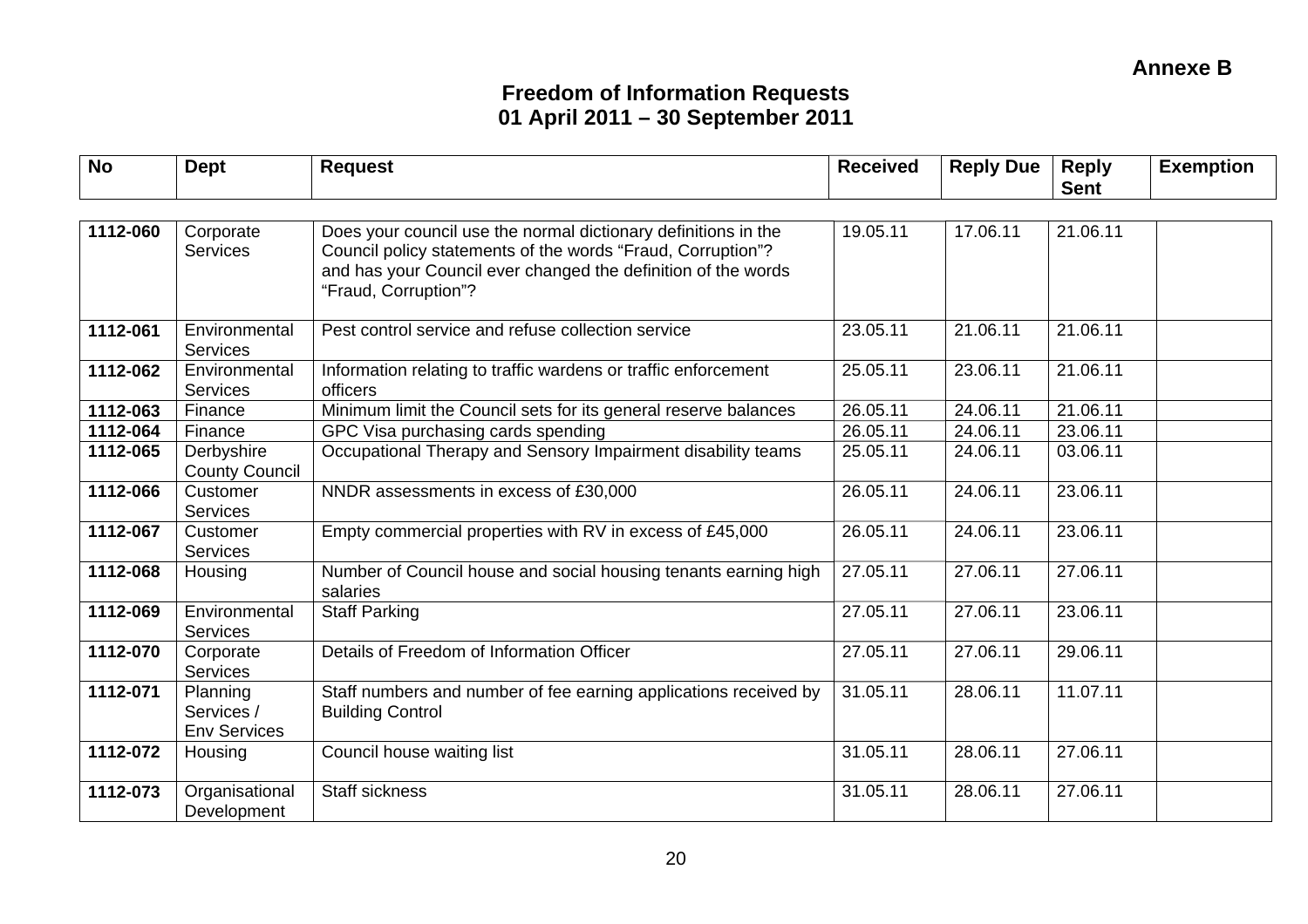**Annexe B**

# Freedom of Information Requests
## 01 April 2011 – 30 September 2011

| No | Dept | Request | Received | Reply Due | Reply Sent | Exemption |
|---|---|---|---|---|---|---|
| 1112-060 | Corporate Services | Does your council use the normal dictionary definitions in the Council policy statements of the words "Fraud, Corruption"? and has your Council ever changed the definition of the words "Fraud, Corruption"? | 19.05.11 | 17.06.11 | 21.06.11 | |
| 1112-061 | Environmental Services | Pest control service and refuse collection service | 23.05.11 | 21.06.11 | 21.06.11 | |
| 1112-062 | Environmental Services | Information relating to traffic wardens or traffic enforcement officers | 25.05.11 | 23.06.11 | 21.06.11 | |
| 1112-063 | Finance | Minimum limit the Council sets for its general reserve balances | 26.05.11 | 24.06.11 | 21.06.11 | |
| 1112-064 | Finance | GPC Visa purchasing cards spending | 26.05.11 | 24.06.11 | 23.06.11 | |
| 1112-065 | Derbyshire County Council | Occupational Therapy and Sensory Impairment disability teams | 25.05.11 | 24.06.11 | 03.06.11 | |
| 1112-066 | Customer Services | NNDR assessments in excess of £30,000 | 26.05.11 | 24.06.11 | 23.06.11 | |
| 1112-067 | Customer Services | Empty commercial properties with RV in excess of £45,000 | 26.05.11 | 24.06.11 | 23.06.11 | |
| 1112-068 | Housing | Number of Council house and social housing tenants earning high salaries | 27.05.11 | 27.06.11 | 27.06.11 | |
| 1112-069 | Environmental Services | Staff Parking | 27.05.11 | 27.06.11 | 23.06.11 | |
| 1112-070 | Corporate Services | Details of Freedom of Information Officer | 27.05.11 | 27.06.11 | 29.06.11 | |
| 1112-071 | Planning Services / Env Services | Staff numbers and number of fee earning applications received by Building Control | 31.05.11 | 28.06.11 | 11.07.11 | |
| 1112-072 | Housing | Council house waiting list | 31.05.11 | 28.06.11 | 27.06.11 | |
| 1112-073 | Organisational Development | Staff sickness | 31.05.11 | 28.06.11 | 27.06.11 | |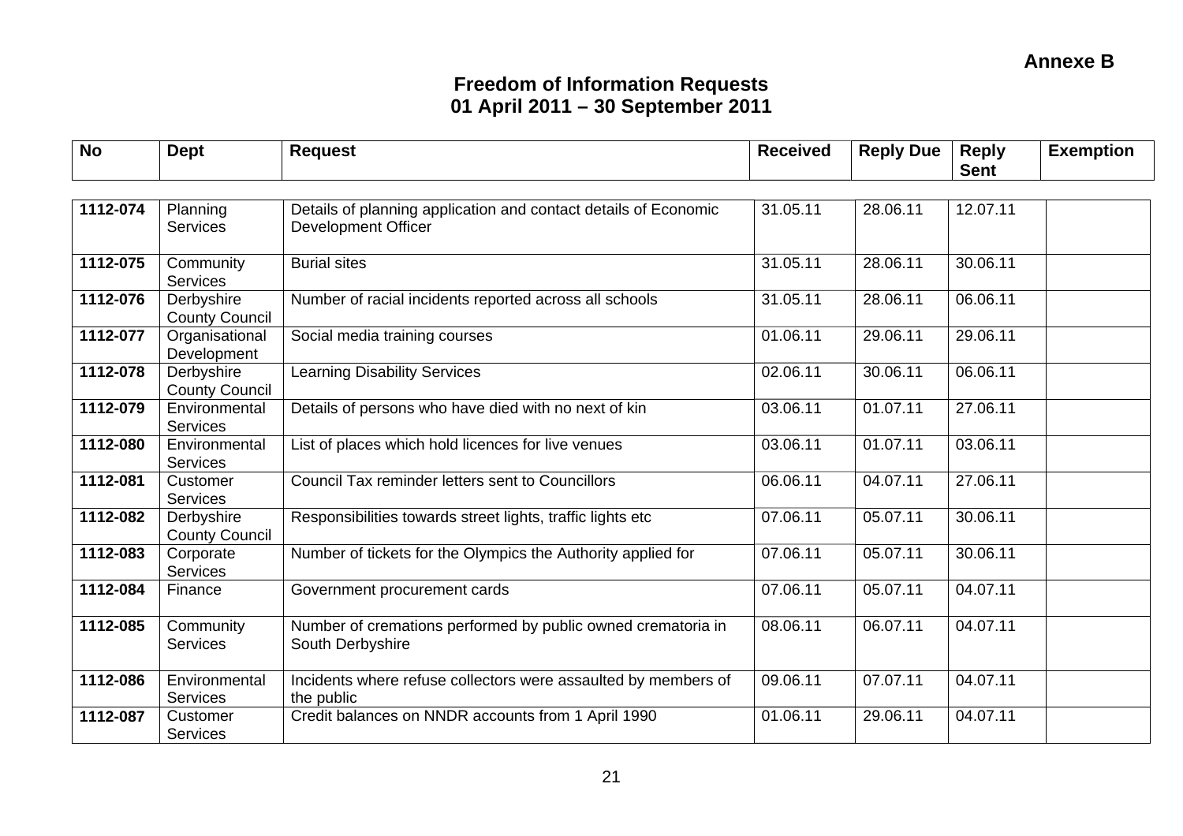**Annexe B**

# Freedom of Information Requests
## 01 April 2011 – 30 September 2011

| No | Dept | Request | Received | Reply Due | Reply Sent | Exemption |
|---|---|---|---|---|---|---|
| **1112-074** | Planning Services | Details of planning application and contact details of Economic Development Officer | 31.05.11 | 28.06.11 | 12.07.11 | |
| **1112-075** | Community Services | Burial sites | 31.05.11 | 28.06.11 | 30.06.11 | |
| **1112-076** | Derbyshire County Council | Number of racial incidents reported across all schools | 31.05.11 | 28.06.11 | 06.06.11 | |
| **1112-077** | Organisational Development | Social media training courses | 01.06.11 | 29.06.11 | 29.06.11 | |
| **1112-078** | Derbyshire County Council | Learning Disability Services | 02.06.11 | 30.06.11 | 06.06.11 | |
| **1112-079** | Environmental Services | Details of persons who have died with no next of kin | 03.06.11 | 01.07.11 | 27.06.11 | |
| **1112-080** | Environmental Services | List of places which hold licences for live venues | 03.06.11 | 01.07.11 | 03.06.11 | |
| **1112-081** | Customer Services | Council Tax reminder letters sent to Councillors | 06.06.11 | 04.07.11 | 27.06.11 | |
| **1112-082** | Derbyshire County Council | Responsibilities towards street lights, traffic lights etc | 07.06.11 | 05.07.11 | 30.06.11 | |
| **1112-083** | Corporate Services | Number of tickets for the Olympics the Authority applied for | 07.06.11 | 05.07.11 | 30.06.11 | |
| **1112-084** | Finance | Government procurement cards | 07.06.11 | 05.07.11 | 04.07.11 | |
| **1112-085** | Community Services | Number of cremations performed by public owned crematoria in South Derbyshire | 08.06.11 | 06.07.11 | 04.07.11 | |
| **1112-086** | Environmental Services | Incidents where refuse collectors were assaulted by members of the public | 09.06.11 | 07.07.11 | 04.07.11 | |
| **1112-087** | Customer Services | Credit balances on NNDR accounts from 1 April 1990 | 01.06.11 | 29.06.11 | 04.07.11 | |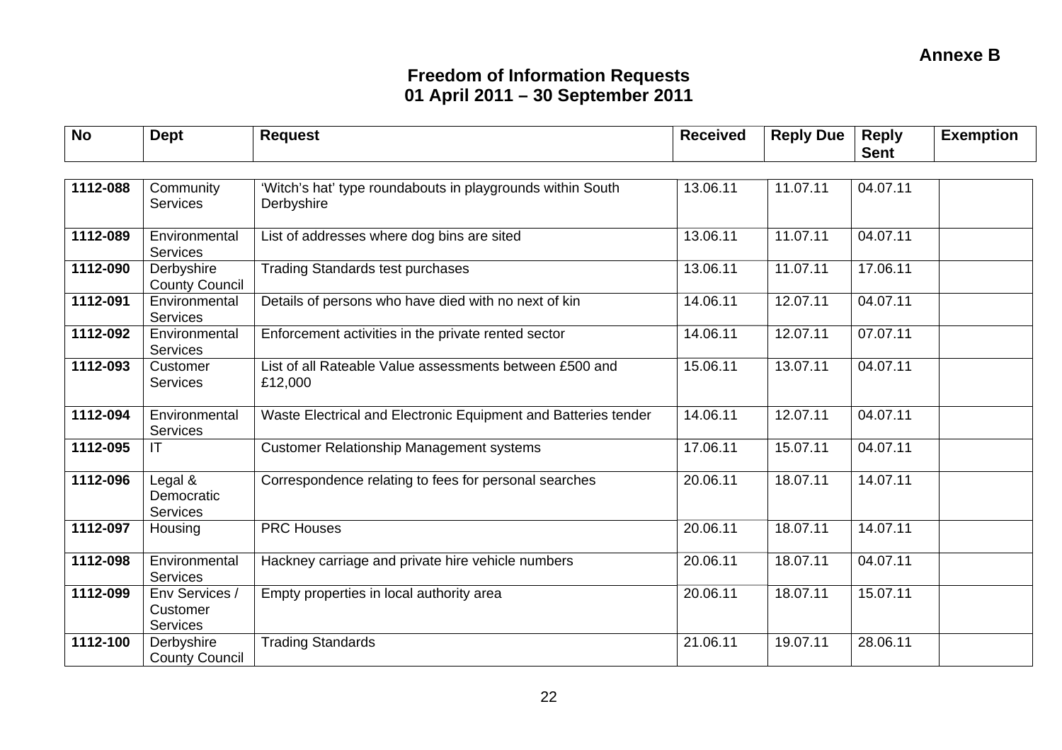**Annexe B**

## Freedom of Information Requests
## 01 April 2011 – 30 September 2011

| No | Dept | Request | Received | Reply Due | Reply Sent | Exemption |
|---|---|---|---|---|---|---|
| 1112-088 | Community Services | 'Witch's hat' type roundabouts in playgrounds within South Derbyshire | 13.06.11 | 11.07.11 | 04.07.11 | |
| 1112-089 | Environmental Services | List of addresses where dog bins are sited | 13.06.11 | 11.07.11 | 04.07.11 | |
| 1112-090 | Derbyshire County Council | Trading Standards test purchases | 13.06.11 | 11.07.11 | 17.06.11 | |
| 1112-091 | Environmental Services | Details of persons who have died with no next of kin | 14.06.11 | 12.07.11 | 04.07.11 | |
| 1112-092 | Environmental Services | Enforcement activities in the private rented sector | 14.06.11 | 12.07.11 | 07.07.11 | |
| 1112-093 | Customer Services | List of all Rateable Value assessments between £500 and £12,000 | 15.06.11 | 13.07.11 | 04.07.11 | |
| 1112-094 | Environmental Services | Waste Electrical and Electronic Equipment and Batteries tender | 14.06.11 | 12.07.11 | 04.07.11 | |
| 1112-095 | IT | Customer Relationship Management systems | 17.06.11 | 15.07.11 | 04.07.11 | |
| 1112-096 | Legal & Democratic Services | Correspondence relating to fees for personal searches | 20.06.11 | 18.07.11 | 14.07.11 | |
| 1112-097 | Housing | PRC Houses | 20.06.11 | 18.07.11 | 14.07.11 | |
| 1112-098 | Environmental Services | Hackney carriage and private hire vehicle numbers | 20.06.11 | 18.07.11 | 04.07.11 | |
| 1112-099 | Env Services / Customer Services | Empty properties in local authority area | 20.06.11 | 18.07.11 | 15.07.11 | |
| 1112-100 | Derbyshire County Council | Trading Standards | 21.06.11 | 19.07.11 | 28.06.11 | |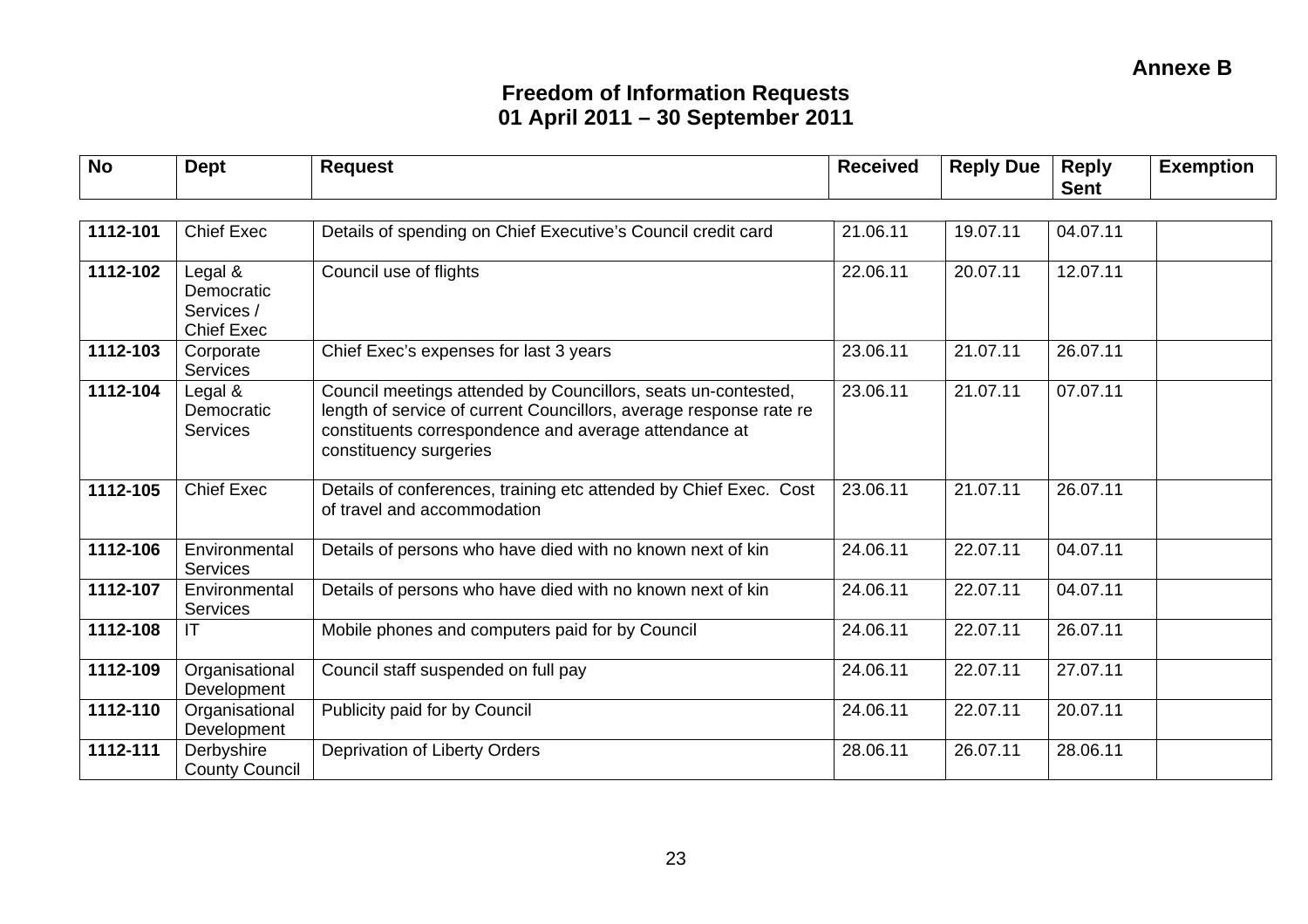**Annexe B**

# Freedom of Information Requests
## 01 April 2011 – 30 September 2011

| No | Dept | Request | Received | Reply Due | Reply Sent | Exemption |
|---|---|---|---|---|---|---|
| **1112-101** | Chief Exec | Details of spending on Chief Executive's Council credit card | 21.06.11 | 19.07.11 | 04.07.11 | |
| **1112-102** | Legal & Democratic Services / Chief Exec | Council use of flights | 22.06.11 | 20.07.11 | 12.07.11 | |
| **1112-103** | Corporate Services | Chief Exec's expenses for last 3 years | 23.06.11 | 21.07.11 | 26.07.11 | |
| **1112-104** | Legal & Democratic Services | Council meetings attended by Councillors, seats un-contested, length of service of current Councillors, average response rate re constituents correspondence and average attendance at constituency surgeries | 23.06.11 | 21.07.11 | 07.07.11 | |
| **1112-105** | Chief Exec | Details of conferences, training etc attended by Chief Exec. Cost of travel and accommodation | 23.06.11 | 21.07.11 | 26.07.11 | |
| **1112-106** | Environmental Services | Details of persons who have died with no known next of kin | 24.06.11 | 22.07.11 | 04.07.11 | |
| **1112-107** | Environmental Services | Details of persons who have died with no known next of kin | 24.06.11 | 22.07.11 | 04.07.11 | |
| **1112-108** | IT | Mobile phones and computers paid for by Council | 24.06.11 | 22.07.11 | 26.07.11 | |
| **1112-109** | Organisational Development | Council staff suspended on full pay | 24.06.11 | 22.07.11 | 27.07.11 | |
| **1112-110** | Organisational Development | Publicity paid for by Council | 24.06.11 | 22.07.11 | 20.07.11 | |
| **1112-111** | Derbyshire County Council | Deprivation of Liberty Orders | 28.06.11 | 26.07.11 | 28.06.11 | |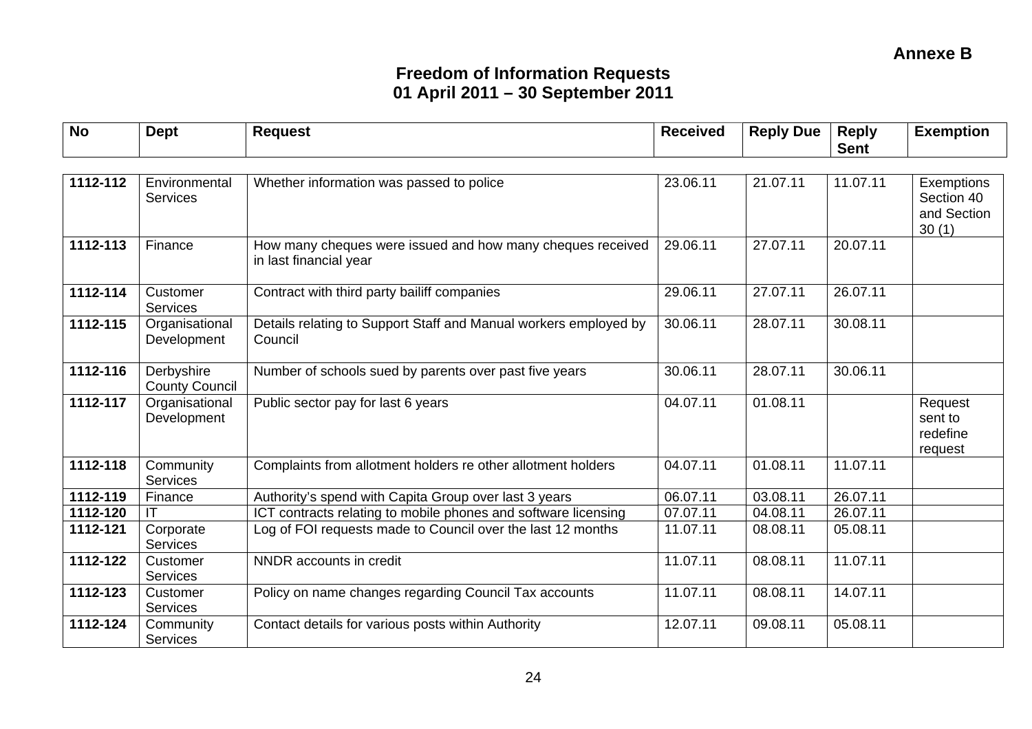**Annexe B**

## Freedom of Information Requests
## 01 April 2011 – 30 September 2011

| No | Dept | Request | Received | Reply Due | Reply Sent | Exemption |
|---|---|---|---|---|---|---|
| 1112-112 | Environmental Services | Whether information was passed to police | 23.06.11 | 21.07.11 | 11.07.11 | Exemptions Section 40 and Section 30 (1) |
| 1112-113 | Finance | How many cheques were issued and how many cheques received in last financial year | 29.06.11 | 27.07.11 | 20.07.11 | |
| 1112-114 | Customer Services | Contract with third party bailiff companies | 29.06.11 | 27.07.11 | 26.07.11 | |
| 1112-115 | Organisational Development | Details relating to Support Staff and Manual workers employed by Council | 30.06.11 | 28.07.11 | 30.08.11 | |
| 1112-116 | Derbyshire County Council | Number of schools sued by parents over past five years | 30.06.11 | 28.07.11 | 30.06.11 | |
| 1112-117 | Organisational Development | Public sector pay for last 6 years | 04.07.11 | 01.08.11 | | Request sent to redefine request |
| 1112-118 | Community Services | Complaints from allotment holders re other allotment holders | 04.07.11 | 01.08.11 | 11.07.11 | |
| 1112-119 | Finance | Authority's spend with Capita Group over last 3 years | 06.07.11 | 03.08.11 | 26.07.11 | |
| 1112-120 | IT | ICT contracts relating to mobile phones and software licensing | 07.07.11 | 04.08.11 | 26.07.11 | |
| 1112-121 | Corporate Services | Log of FOI requests made to Council over the last 12 months | 11.07.11 | 08.08.11 | 05.08.11 | |
| 1112-122 | Customer Services | NNDR accounts in credit | 11.07.11 | 08.08.11 | 11.07.11 | |
| 1112-123 | Customer Services | Policy on name changes regarding Council Tax accounts | 11.07.11 | 08.08.11 | 14.07.11 | |
| 1112-124 | Community Services | Contact details for various posts within Authority | 12.07.11 | 09.08.11 | 05.08.11 | |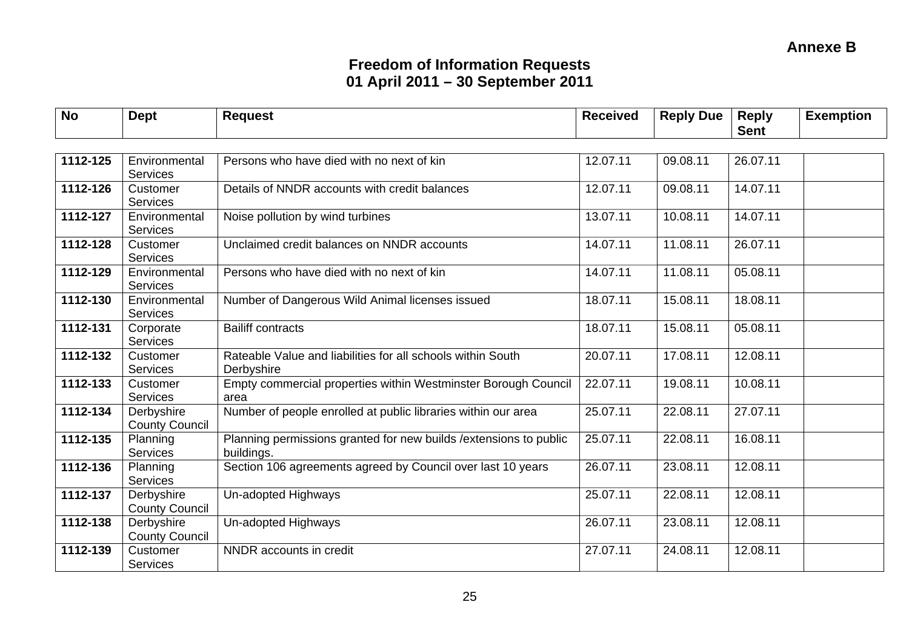**Annexe B**

## Freedom of Information Requests
## 01 April 2011 – 30 September 2011

| No | Dept | Request | Received | Reply Due | Reply Sent | Exemption |
|---|---|---|---|---|---|---|
| **1112-125** | Environmental Services | Persons who have died with no next of kin | 12.07.11 | 09.08.11 | 26.07.11 | |
| **1112-126** | Customer Services | Details of NNDR accounts with credit balances | 12.07.11 | 09.08.11 | 14.07.11 | |
| **1112-127** | Environmental Services | Noise pollution by wind turbines | 13.07.11 | 10.08.11 | 14.07.11 | |
| **1112-128** | Customer Services | Unclaimed credit balances on NNDR accounts | 14.07.11 | 11.08.11 | 26.07.11 | |
| **1112-129** | Environmental Services | Persons who have died with no next of kin | 14.07.11 | 11.08.11 | 05.08.11 | |
| **1112-130** | Environmental Services | Number of Dangerous Wild Animal licenses issued | 18.07.11 | 15.08.11 | 18.08.11 | |
| **1112-131** | Corporate Services | Bailiff contracts | 18.07.11 | 15.08.11 | 05.08.11 | |
| **1112-132** | Customer Services | Rateable Value and liabilities for all schools within South Derbyshire | 20.07.11 | 17.08.11 | 12.08.11 | |
| **1112-133** | Customer Services | Empty commercial properties within Westminster Borough Council area | 22.07.11 | 19.08.11 | 10.08.11 | |
| **1112-134** | Derbyshire County Council | Number of people enrolled at public libraries within our area | 25.07.11 | 22.08.11 | 27.07.11 | |
| **1112-135** | Planning Services | Planning permissions granted for new builds /extensions to public buildings. | 25.07.11 | 22.08.11 | 16.08.11 | |
| **1112-136** | Planning Services | Section 106 agreements agreed by Council over last 10 years | 26.07.11 | 23.08.11 | 12.08.11 | |
| **1112-137** | Derbyshire County Council | Un-adopted Highways | 25.07.11 | 22.08.11 | 12.08.11 | |
| **1112-138** | Derbyshire County Council | Un-adopted Highways | 26.07.11 | 23.08.11 | 12.08.11 | |
| **1112-139** | Customer Services | NNDR accounts in credit | 27.07.11 | 24.08.11 | 12.08.11 | |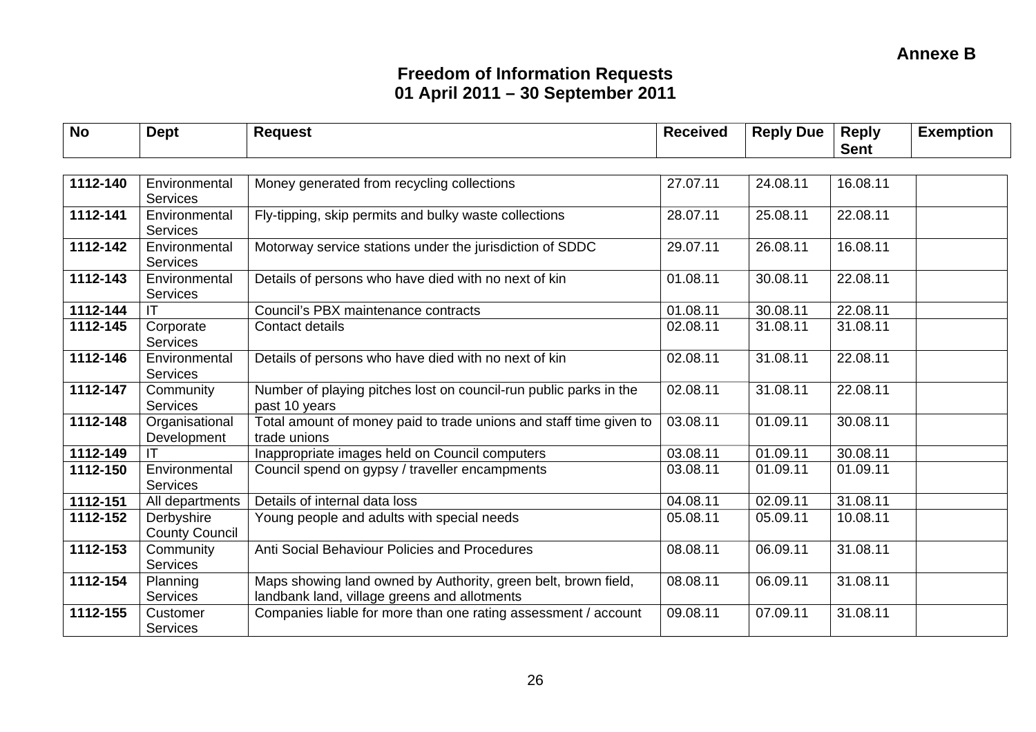**Annexe B**

# Freedom of Information Requests
## 01 April 2011 – 30 September 2011

| No | Dept | Request | Received | Reply Due | Reply Sent | Exemption |
|---|---|---|---|---|---|---|
| **1112-140** | Environmental Services | Money generated from recycling collections | 27.07.11 | 24.08.11 | 16.08.11 | |
| **1112-141** | Environmental Services | Fly-tipping, skip permits and bulky waste collections | 28.07.11 | 25.08.11 | 22.08.11 | |
| **1112-142** | Environmental Services | Motorway service stations under the jurisdiction of SDDC | 29.07.11 | 26.08.11 | 16.08.11 | |
| **1112-143** | Environmental Services | Details of persons who have died with no next of kin | 01.08.11 | 30.08.11 | 22.08.11 | |
| **1112-144** | IT | Council's PBX maintenance contracts | 01.08.11 | 30.08.11 | 22.08.11 | |
| **1112-145** | Corporate Services | Contact details | 02.08.11 | 31.08.11 | 31.08.11 | |
| **1112-146** | Environmental Services | Details of persons who have died with no next of kin | 02.08.11 | 31.08.11 | 22.08.11 | |
| **1112-147** | Community Services | Number of playing pitches lost on council-run public parks in the past 10 years | 02.08.11 | 31.08.11 | 22.08.11 | |
| **1112-148** | Organisational Development | Total amount of money paid to trade unions and staff time given to trade unions | 03.08.11 | 01.09.11 | 30.08.11 | |
| **1112-149** | IT | Inappropriate images held on Council computers | 03.08.11 | 01.09.11 | 30.08.11 | |
| **1112-150** | Environmental Services | Council spend on gypsy / traveller encampments | 03.08.11 | 01.09.11 | 01.09.11 | |
| **1112-151** | All departments | Details of internal data loss | 04.08.11 | 02.09.11 | 31.08.11 | |
| **1112-152** | Derbyshire County Council | Young people and adults with special needs | 05.08.11 | 05.09.11 | 10.08.11 | |
| **1112-153** | Community Services | Anti Social Behaviour Policies and Procedures | 08.08.11 | 06.09.11 | 31.08.11 | |
| **1112-154** | Planning Services | Maps showing land owned by Authority, green belt, brown field, landbank land, village greens and allotments | 08.08.11 | 06.09.11 | 31.08.11 | |
| **1112-155** | Customer Services | Companies liable for more than one rating assessment / account | 09.08.11 | 07.09.11 | 31.08.11 | |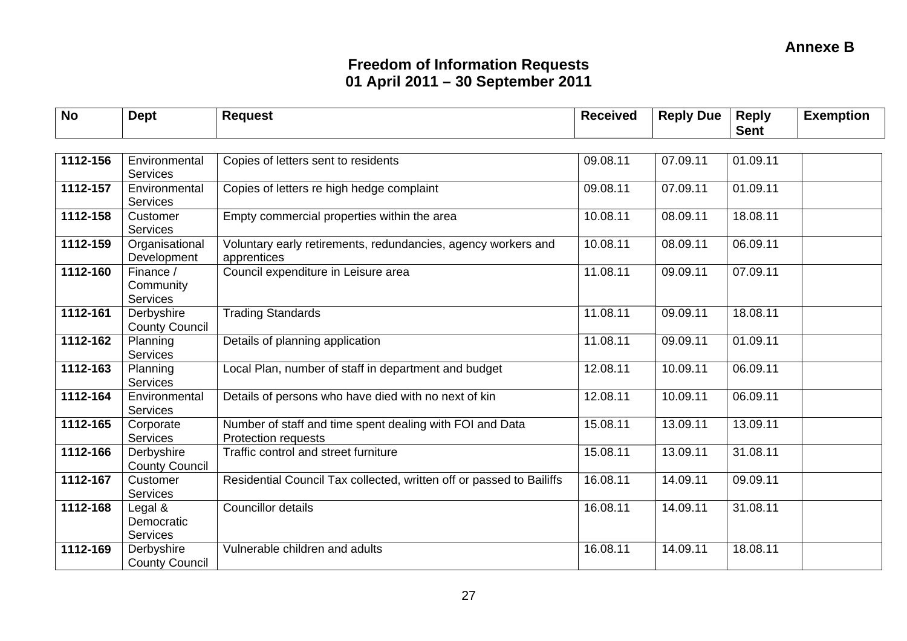**Annexe B**

## Freedom of Information Requests
## 01 April 2011 – 30 September 2011

| No | Dept | Request | Received | Reply Due | Reply Sent | Exemption |
|---|---|---|---|---|---|---|
| **1112-156** | Environmental Services | Copies of letters sent to residents | 09.08.11 | 07.09.11 | 01.09.11 | |
| **1112-157** | Environmental Services | Copies of letters re high hedge complaint | 09.08.11 | 07.09.11 | 01.09.11 | |
| **1112-158** | Customer Services | Empty commercial properties within the area | 10.08.11 | 08.09.11 | 18.08.11 | |
| **1112-159** | Organisational Development | Voluntary early retirements, redundancies, agency workers and apprentices | 10.08.11 | 08.09.11 | 06.09.11 | |
| **1112-160** | Finance / Community Services | Council expenditure in Leisure area | 11.08.11 | 09.09.11 | 07.09.11 | |
| **1112-161** | Derbyshire County Council | Trading Standards | 11.08.11 | 09.09.11 | 18.08.11 | |
| **1112-162** | Planning Services | Details of planning application | 11.08.11 | 09.09.11 | 01.09.11 | |
| **1112-163** | Planning Services | Local Plan, number of staff in department and budget | 12.08.11 | 10.09.11 | 06.09.11 | |
| **1112-164** | Environmental Services | Details of persons who have died with no next of kin | 12.08.11 | 10.09.11 | 06.09.11 | |
| **1112-165** | Corporate Services | Number of staff and time spent dealing with FOI and Data Protection requests | 15.08.11 | 13.09.11 | 13.09.11 | |
| **1112-166** | Derbyshire County Council | Traffic control and street furniture | 15.08.11 | 13.09.11 | 31.08.11 | |
| **1112-167** | Customer Services | Residential Council Tax collected, written off or passed to Bailiffs | 16.08.11 | 14.09.11 | 09.09.11 | |
| **1112-168** | Legal & Democratic Services | Councillor details | 16.08.11 | 14.09.11 | 31.08.11 | |
| **1112-169** | Derbyshire County Council | Vulnerable children and adults | 16.08.11 | 14.09.11 | 18.08.11 | |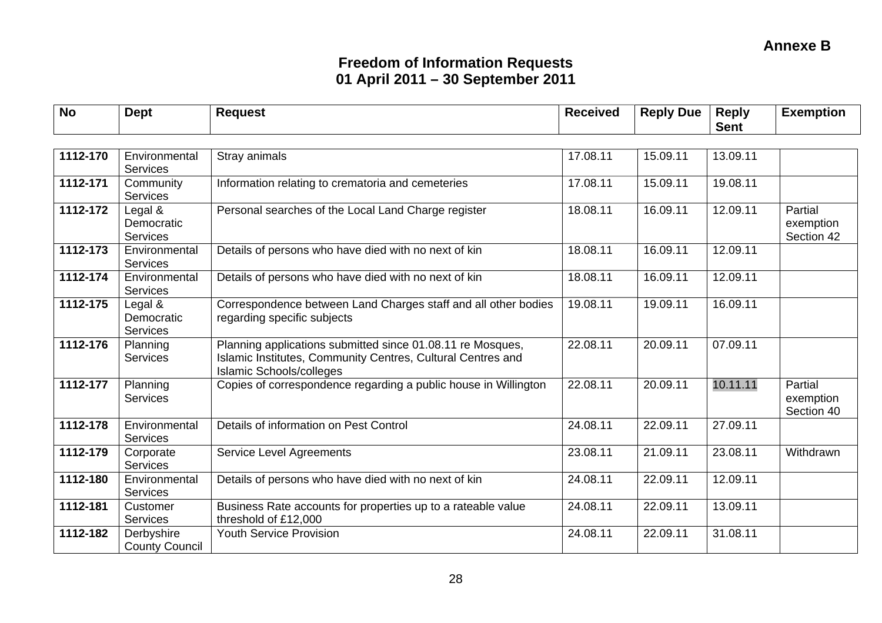Annexe B

## Freedom of Information Requests
## 01 April 2011 – 30 September 2011

| No | Dept | Request | Received | Reply Due | Reply Sent | Exemption |
|---|---|---|---|---|---|---|
| **1112-170** | Environmental Services | Stray animals | 17.08.11 | 15.09.11 | 13.09.11 | |
| **1112-171** | Community Services | Information relating to crematoria and cemeteries | 17.08.11 | 15.09.11 | 19.08.11 | |
| **1112-172** | Legal & Democratic Services | Personal searches of the Local Land Charge register | 18.08.11 | 16.09.11 | 12.09.11 | Partial exemption Section 42 |
| **1112-173** | Environmental Services | Details of persons who have died with no next of kin | 18.08.11 | 16.09.11 | 12.09.11 | |
| **1112-174** | Environmental Services | Details of persons who have died with no next of kin | 18.08.11 | 16.09.11 | 12.09.11 | |
| **1112-175** | Legal & Democratic Services | Correspondence between Land Charges staff and all other bodies regarding specific subjects | 19.08.11 | 19.09.11 | 16.09.11 | |
| **1112-176** | Planning Services | Planning applications submitted since 01.08.11 re Mosques, Islamic Institutes, Community Centres, Cultural Centres and Islamic Schools/colleges | 22.08.11 | 20.09.11 | 07.09.11 | |
| **1112-177** | Planning Services | Copies of correspondence regarding a public house in Willington | 22.08.11 | 20.09.11 | 10.11.11 | Partial exemption Section 40 |
| **1112-178** | Environmental Services | Details of information on Pest Control | 24.08.11 | 22.09.11 | 27.09.11 | |
| **1112-179** | Corporate Services | Service Level Agreements | 23.08.11 | 21.09.11 | 23.08.11 | Withdrawn |
| **1112-180** | Environmental Services | Details of persons who have died with no next of kin | 24.08.11 | 22.09.11 | 12.09.11 | |
| **1112-181** | Customer Services | Business Rate accounts for properties up to a rateable value threshold of £12,000 | 24.08.11 | 22.09.11 | 13.09.11 | |
| **1112-182** | Derbyshire County Council | Youth Service Provision | 24.08.11 | 22.09.11 | 31.08.11 | |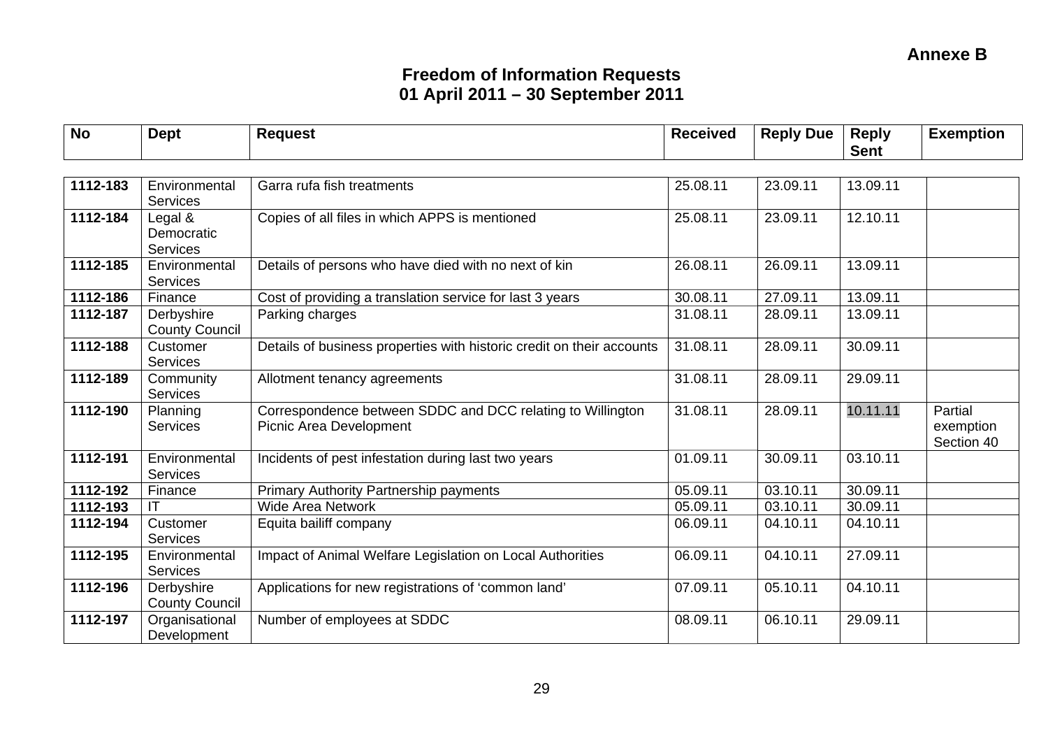**Annexe B**

## Freedom of Information Requests
## 01 April 2011 – 30 September 2011

| No | Dept | Request | Received | Reply Due | Reply Sent | Exemption |
|---|---|---|---|---|---|---|
| 1112-183 | Environmental Services | Garra rufa fish treatments | 25.08.11 | 23.09.11 | 13.09.11 | |
| 1112-184 | Legal & Democratic Services | Copies of all files in which APPS is mentioned | 25.08.11 | 23.09.11 | 12.10.11 | |
| 1112-185 | Environmental Services | Details of persons who have died with no next of kin | 26.08.11 | 26.09.11 | 13.09.11 | |
| 1112-186 | Finance | Cost of providing a translation service for last 3 years | 30.08.11 | 27.09.11 | 13.09.11 | |
| 1112-187 | Derbyshire County Council | Parking charges | 31.08.11 | 28.09.11 | 13.09.11 | |
| 1112-188 | Customer Services | Details of business properties with historic credit on their accounts | 31.08.11 | 28.09.11 | 30.09.11 | |
| 1112-189 | Community Services | Allotment tenancy agreements | 31.08.11 | 28.09.11 | 29.09.11 | |
| 1112-190 | Planning Services | Correspondence between SDDC and DCC relating to Willington Picnic Area Development | 31.08.11 | 28.09.11 | 10.11.11 | Partial exemption Section 40 |
| 1112-191 | Environmental Services | Incidents of pest infestation during last two years | 01.09.11 | 30.09.11 | 03.10.11 | |
| 1112-192 | Finance | Primary Authority Partnership payments | 05.09.11 | 03.10.11 | 30.09.11 | |
| 1112-193 | IT | Wide Area Network | 05.09.11 | 03.10.11 | 30.09.11 | |
| 1112-194 | Customer Services | Equita bailiff company | 06.09.11 | 04.10.11 | 04.10.11 | |
| 1112-195 | Environmental Services | Impact of Animal Welfare Legislation on Local Authorities | 06.09.11 | 04.10.11 | 27.09.11 | |
| 1112-196 | Derbyshire County Council | Applications for new registrations of 'common land' | 07.09.11 | 05.10.11 | 04.10.11 | |
| 1112-197 | Organisational Development | Number of employees at SDDC | 08.09.11 | 06.10.11 | 29.09.11 | |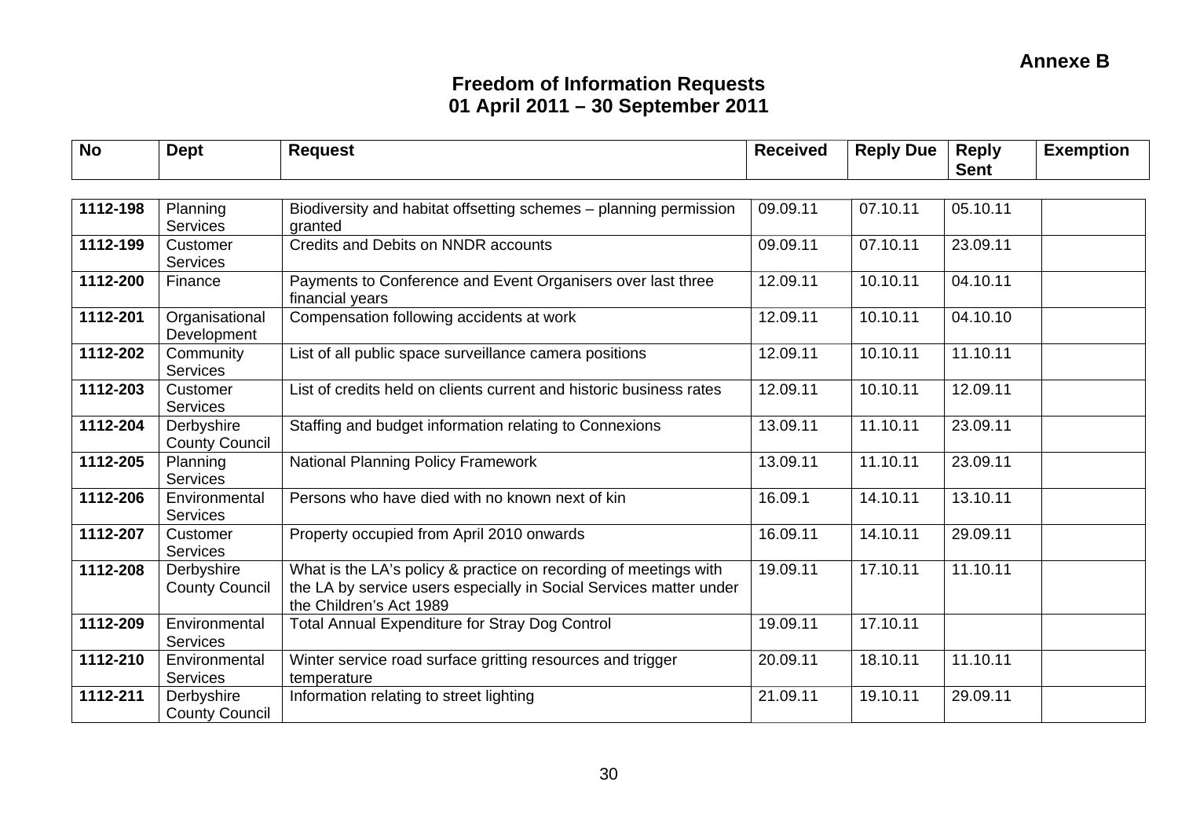**Annexe B**

## Freedom of Information Requests
## 01 April 2011 – 30 September 2011

| No | Dept | Request | Received | Reply Due | Reply Sent | Exemption |
|---|---|---|---|---|---|---|
| **1112-198** | Planning Services | Biodiversity and habitat offsetting schemes – planning permission granted | 09.09.11 | 07.10.11 | 05.10.11 | |
| **1112-199** | Customer Services | Credits and Debits on NNDR accounts | 09.09.11 | 07.10.11 | 23.09.11 | |
| **1112-200** | Finance | Payments to Conference and Event Organisers over last three financial years | 12.09.11 | 10.10.11 | 04.10.11 | |
| **1112-201** | Organisational Development | Compensation following accidents at work | 12.09.11 | 10.10.11 | 04.10.10 | |
| **1112-202** | Community Services | List of all public space surveillance camera positions | 12.09.11 | 10.10.11 | 11.10.11 | |
| **1112-203** | Customer Services | List of credits held on clients current and historic business rates | 12.09.11 | 10.10.11 | 12.09.11 | |
| **1112-204** | Derbyshire County Council | Staffing and budget information relating to Connexions | 13.09.11 | 11.10.11 | 23.09.11 | |
| **1112-205** | Planning Services | National Planning Policy Framework | 13.09.11 | 11.10.11 | 23.09.11 | |
| **1112-206** | Environmental Services | Persons who have died with no known next of kin | 16.09.1 | 14.10.11 | 13.10.11 | |
| **1112-207** | Customer Services | Property occupied from April 2010 onwards | 16.09.11 | 14.10.11 | 29.09.11 | |
| **1112-208** | Derbyshire County Council | What is the LA's policy & practice on recording of meetings with the LA by service users especially in Social Services matter under the Children's Act 1989 | 19.09.11 | 17.10.11 | 11.10.11 | |
| **1112-209** | Environmental Services | Total Annual Expenditure for Stray Dog Control | 19.09.11 | 17.10.11 | | |
| **1112-210** | Environmental Services | Winter service road surface gritting resources and trigger temperature | 20.09.11 | 18.10.11 | 11.10.11 | |
| **1112-211** | Derbyshire County Council | Information relating to street lighting | 21.09.11 | 19.10.11 | 29.09.11 | |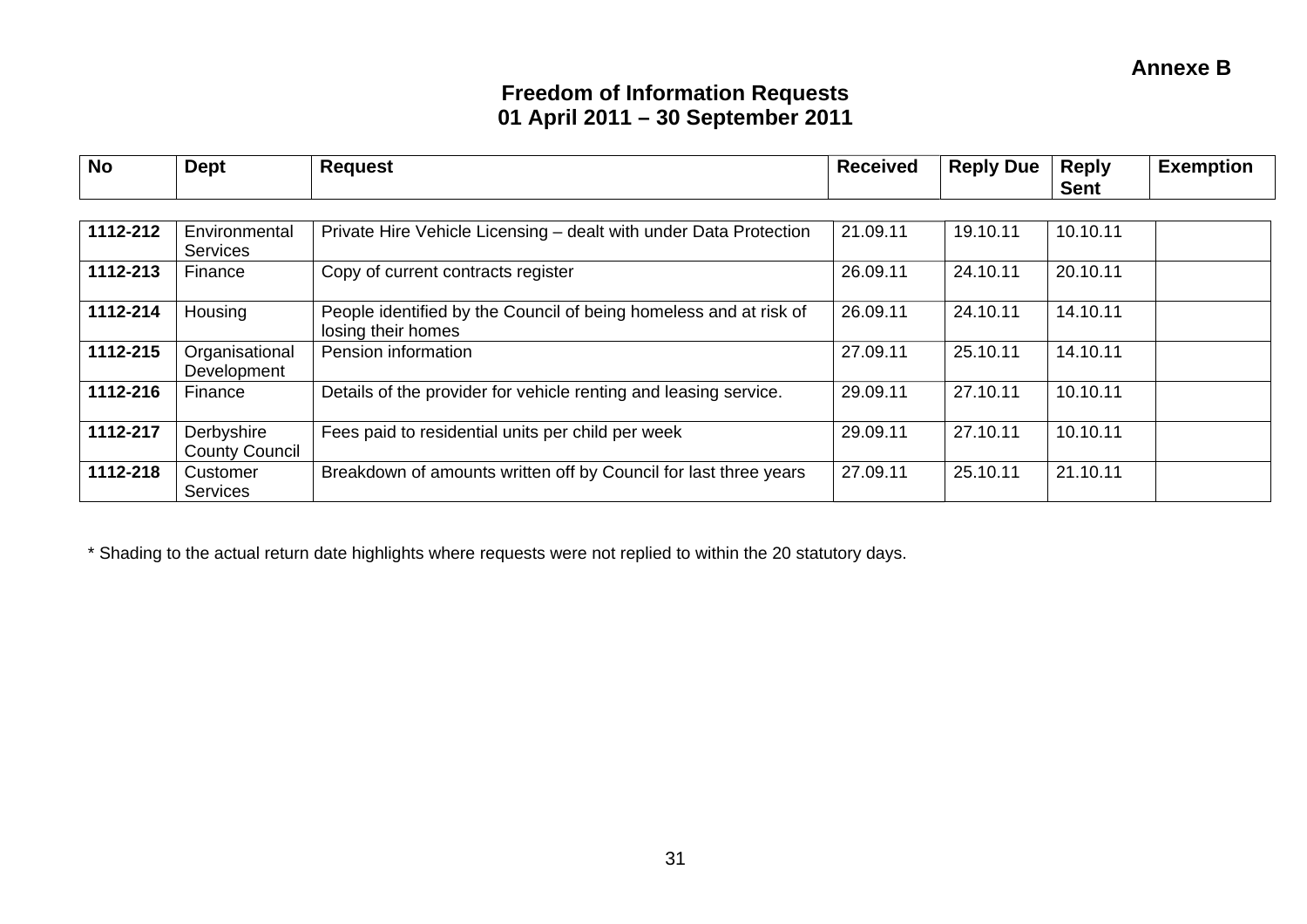**Annexe B**

## Freedom of Information Requests
## 01 April 2011 – 30 September 2011

| No | Dept | Request | Received | Reply Due | Reply Sent | Exemption |
|---|---|---|---|---|---|---|
| **1112-212** | Environmental Services | Private Hire Vehicle Licensing – dealt with under Data Protection | 21.09.11 | 19.10.11 | 10.10.11 | |
| **1112-213** | Finance | Copy of current contracts register | 26.09.11 | 24.10.11 | 20.10.11 | |
| **1112-214** | Housing | People identified by the Council of being homeless and at risk of losing their homes | 26.09.11 | 24.10.11 | 14.10.11 | |
| **1112-215** | Organisational Development | Pension information | 27.09.11 | 25.10.11 | 14.10.11 | |
| **1112-216** | Finance | Details of the provider for vehicle renting and leasing service. | 29.09.11 | 27.10.11 | 10.10.11 | |
| **1112-217** | Derbyshire County Council | Fees paid to residential units per child per week | 29.09.11 | 27.10.11 | 10.10.11 | |
| **1112-218** | Customer Services | Breakdown of amounts written off by Council for last three years | 27.09.11 | 25.10.11 | 21.10.11 | |

* Shading to the actual return date highlights where requests were not replied to within the 20 statutory days.